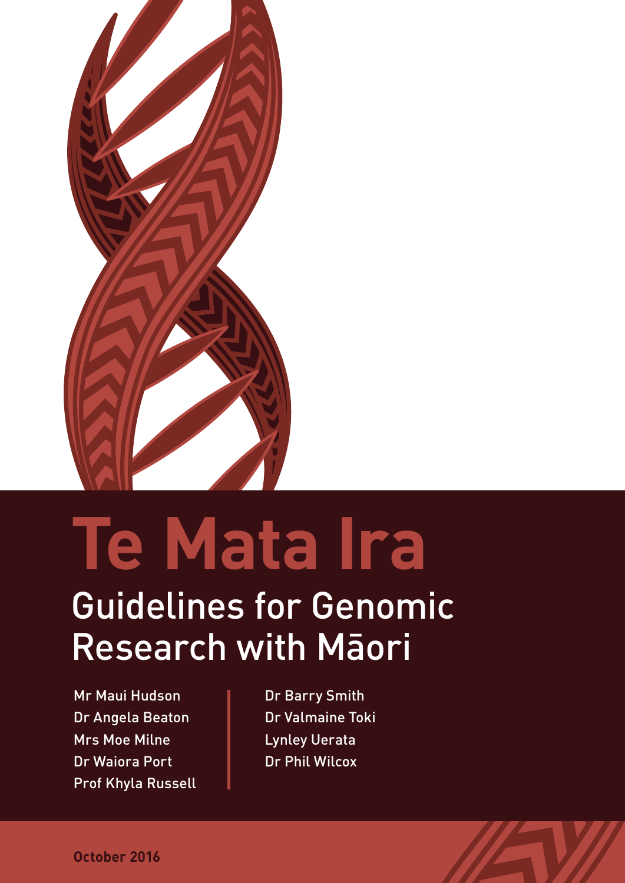# Te Mata Ira

## Guidelines for Genomic Research with Māori

Mr Maui Hudson
Dr Angela Beaton
Mrs Moe Milne
Dr Waiora Port
Prof Khyla Russell
Dr Barry Smith
Dr Valmaine Toki
Lynley Uerata
Dr Phil Wilcox

**October 2016**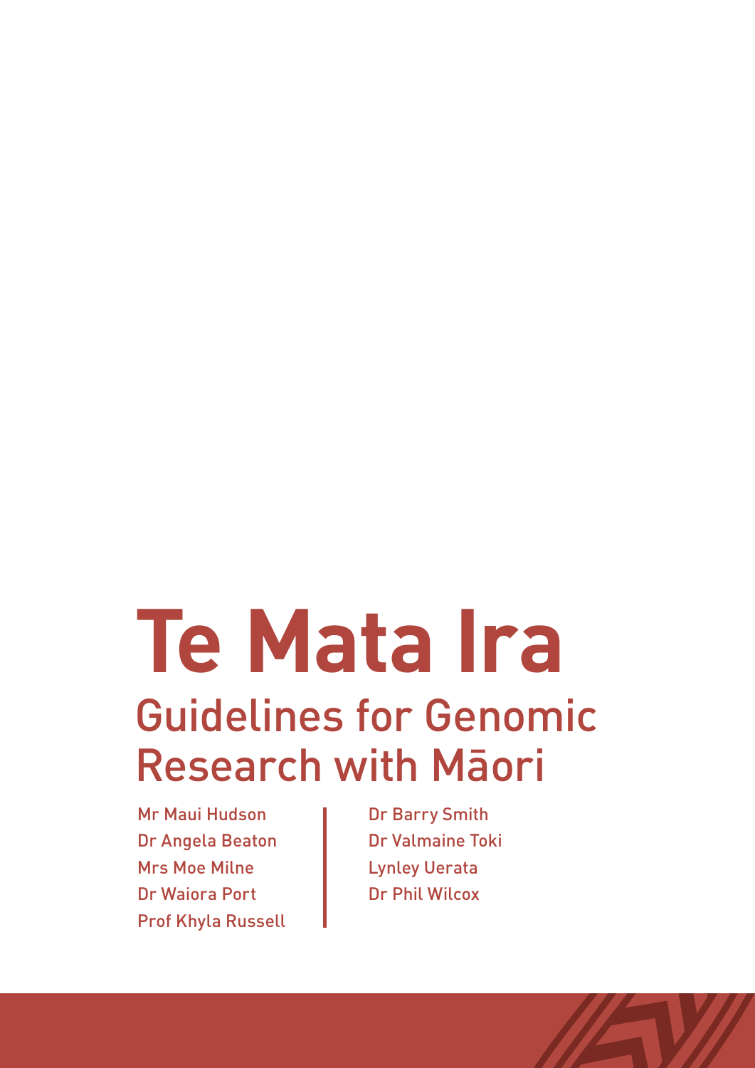# Te Mata Ira

## Guidelines for Genomic Research with Māori

Mr Maui Hudson
Dr Angela Beaton
Mrs Moe Milne
Dr Waiora Port
Prof Khyla Russell
Dr Barry Smith
Dr Valmaine Toki
Lynley Uerata
Dr Phil Wilcox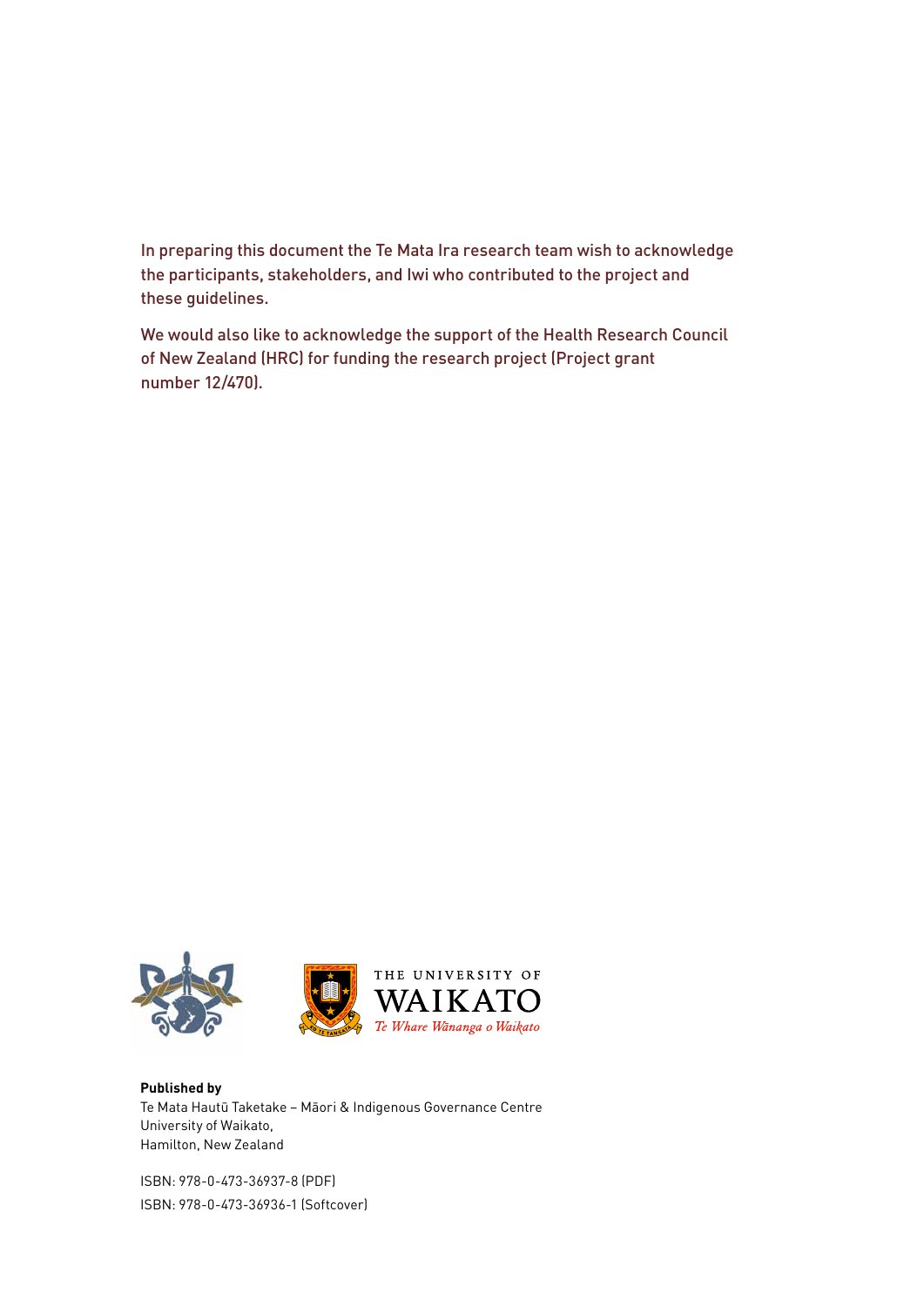In preparing this document the Te Mata Ira research team wish to acknowledge the participants, stakeholders, and Iwi who contributed to the project and these guidelines.

We would also like to acknowledge the support of the Health Research Council of New Zealand (HRC) for funding the research project (Project grant number 12/470).

THE UNIVERSITY OF WAIKATO
*Te Whare Wānanga o Waikato*

**Published by**
Te Mata Hautū Taketake – Māori & Indigenous Governance Centre
University of Waikato,
Hamilton, New Zealand

ISBN: 978-0-473-36937-8 (PDF)
ISBN: 978-0-473-36936-1 (Softcover)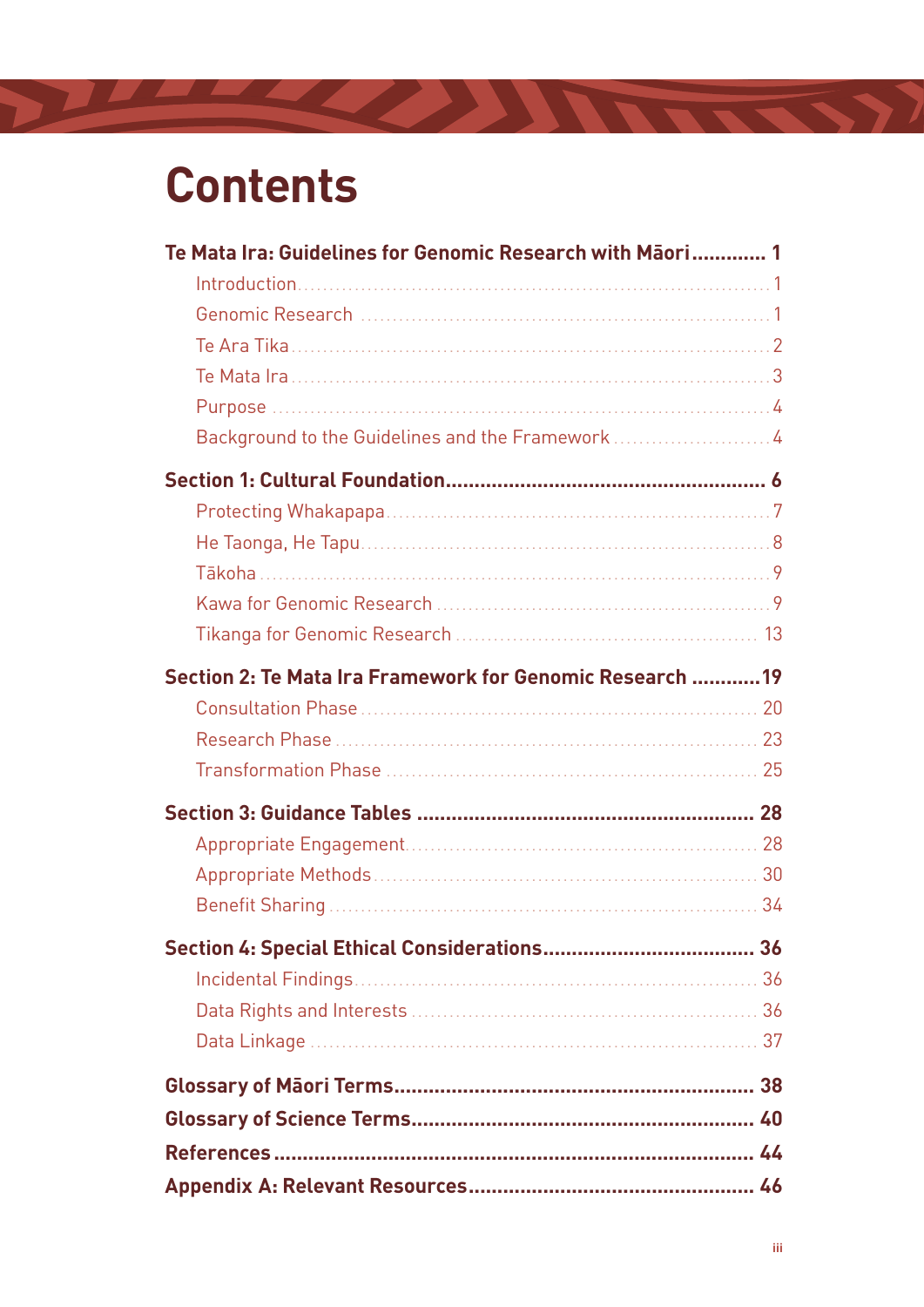# Contents

**Te Mata Ira: Guidelines for Genomic Research with Māori** ............. **1**

- Introduction ........ 1
- Genomic Research ........ 1
- Te Ara Tika ........ 2
- Te Mata Ira ........ 3
- Purpose ........ 4
- Background to the Guidelines and the Framework ........ 4

**Section 1: Cultural Foundation** ........ **6**

- Protecting Whakapapa ........ 7
- He Taonga, He Tapu ........ 8
- Tākoha ........ 9
- Kawa for Genomic Research ........ 9
- Tikanga for Genomic Research ........ 13

**Section 2: Te Mata Ira Framework for Genomic Research** ........ **19**

- Consultation Phase ........ 20
- Research Phase ........ 23
- Transformation Phase ........ 25

**Section 3: Guidance Tables** ........ **28**

- Appropriate Engagement ........ 28
- Appropriate Methods ........ 30
- Benefit Sharing ........ 34

**Section 4: Special Ethical Considerations** ........ **36**

- Incidental Findings ........ 36
- Data Rights and Interests ........ 36
- Data Linkage ........ 37

**Glossary of Māori Terms** ........ **38**

**Glossary of Science Terms** ........ **40**

**References** ........ **44**

**Appendix A: Relevant Resources** ........ **46**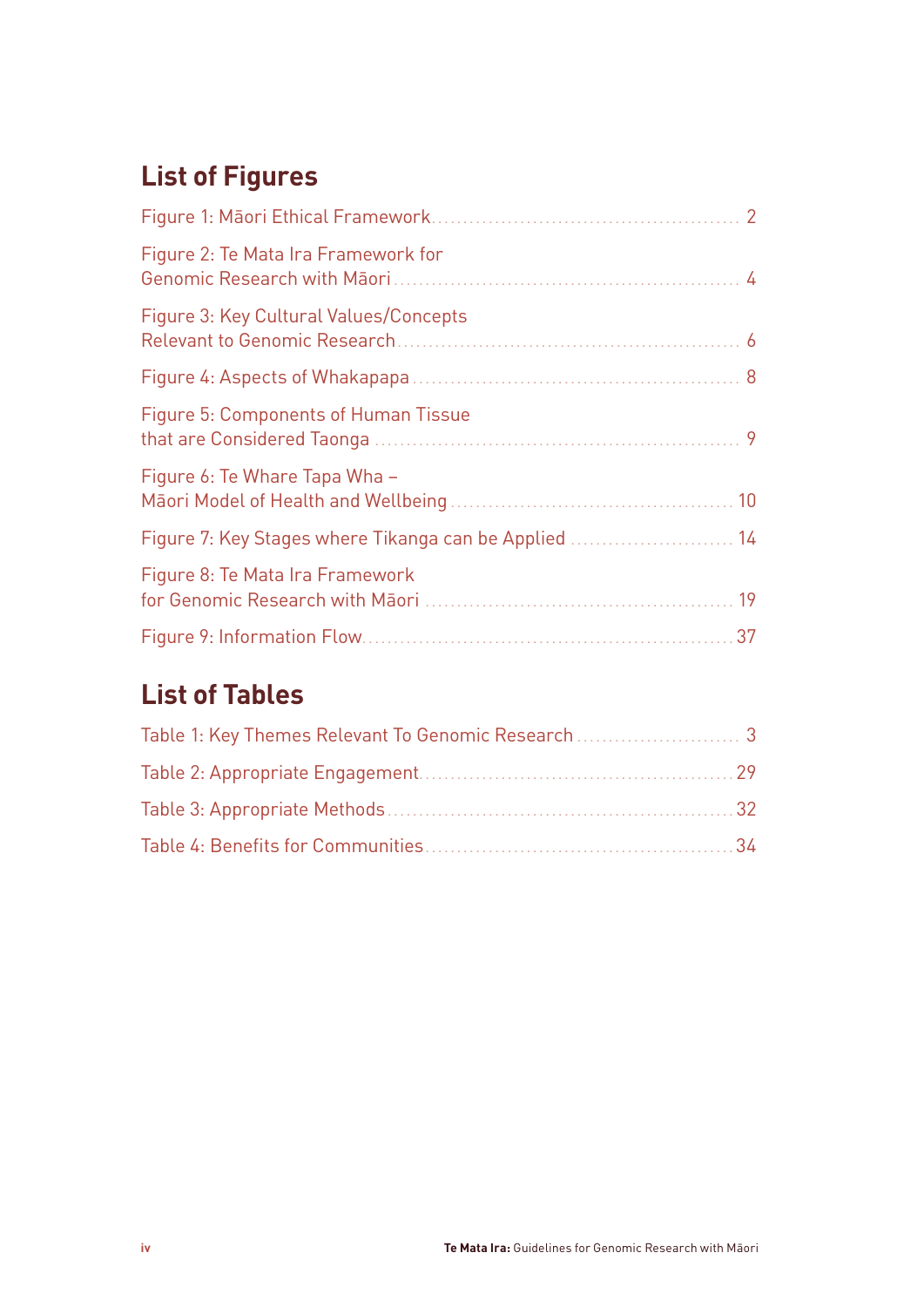## List of Figures

Figure 1: Māori Ethical Framework.......................................................... 2

Figure 2: Te Mata Ira Framework for Genomic Research with Māori............................................. 4

Figure 3: Key Cultural Values/Concepts Relevant to Genomic Research............................................. 6

Figure 4: Aspects of Whakapapa.......................................................... 8

Figure 5: Components of Human Tissue that are Considered Taonga ............................................. 9

Figure 6: Te Whare Tapa Wha – Māori Model of Health and Wellbeing ............................................. 10

Figure 7: Key Stages where Tikanga can be Applied .......................... 14

Figure 8: Te Mata Ira Framework for Genomic Research with Māori ............................................. 19

Figure 9: Information Flow.......................................................... 37

## List of Tables

Table 1: Key Themes Relevant To Genomic Research .......................... 3

Table 2: Appropriate Engagement.......................................................... 29

Table 3: Appropriate Methods.......................................................... 32

Table 4: Benefits for Communities.......................................................... 34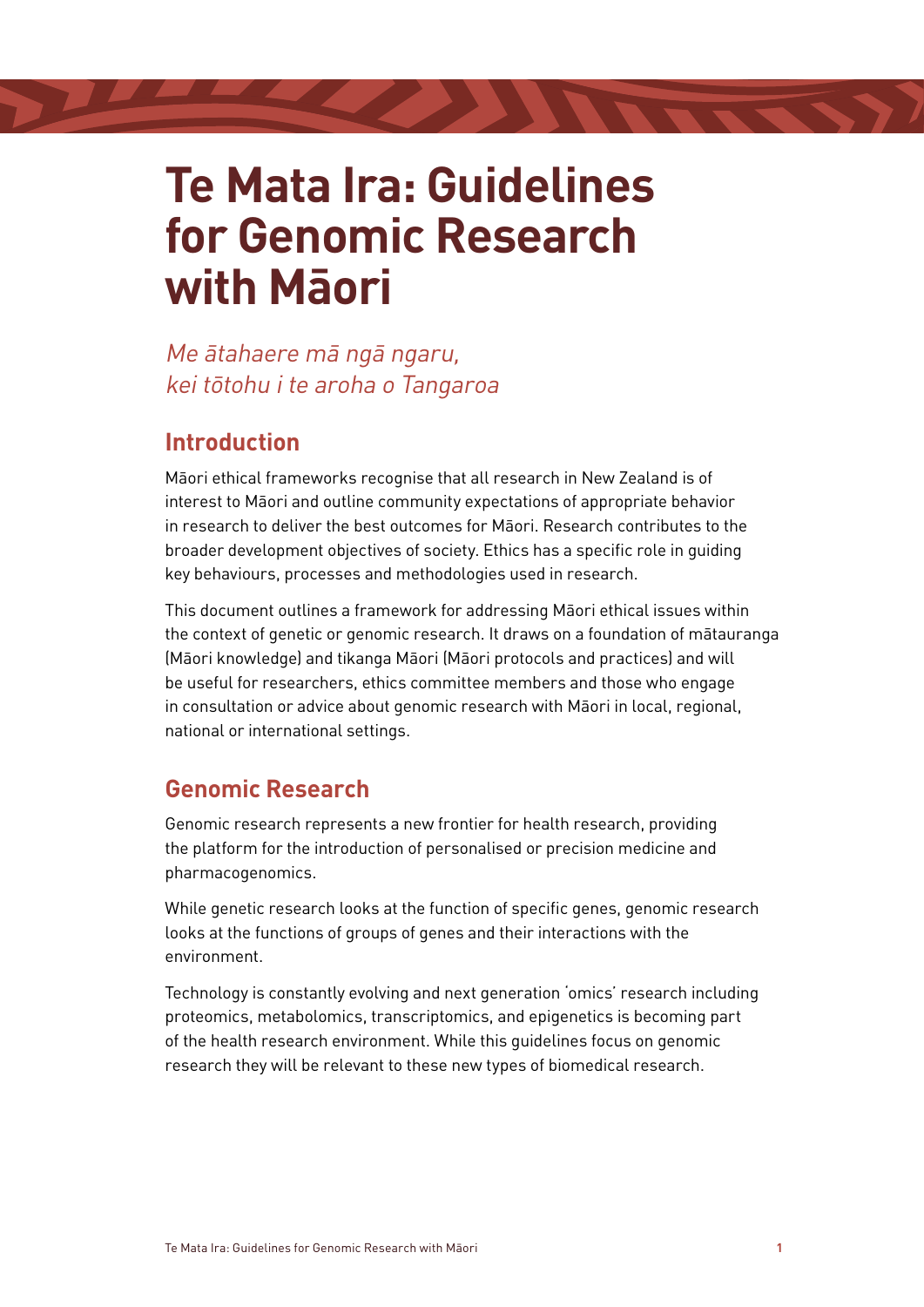# Te Mata Ira: Guidelines for Genomic Research with Māori

*Me ātahaere mā ngā ngaru,*
*kei tōtohu i te aroha o Tangaroa*

## Introduction

Māori ethical frameworks recognise that all research in New Zealand is of interest to Māori and outline community expectations of appropriate behavior in research to deliver the best outcomes for Māori. Research contributes to the broader development objectives of society. Ethics has a specific role in guiding key behaviours, processes and methodologies used in research.

This document outlines a framework for addressing Māori ethical issues within the context of genetic or genomic research. It draws on a foundation of mātauranga (Māori knowledge) and tikanga Māori (Māori protocols and practices) and will be useful for researchers, ethics committee members and those who engage in consultation or advice about genomic research with Māori in local, regional, national or international settings.

## Genomic Research

Genomic research represents a new frontier for health research, providing the platform for the introduction of personalised or precision medicine and pharmacogenomics.

While genetic research looks at the function of specific genes, genomic research looks at the functions of groups of genes and their interactions with the environment.

Technology is constantly evolving and next generation 'omics' research including proteomics, metabolomics, transcriptomics, and epigenetics is becoming part of the health research environment. While this guidelines focus on genomic research they will be relevant to these new types of biomedical research.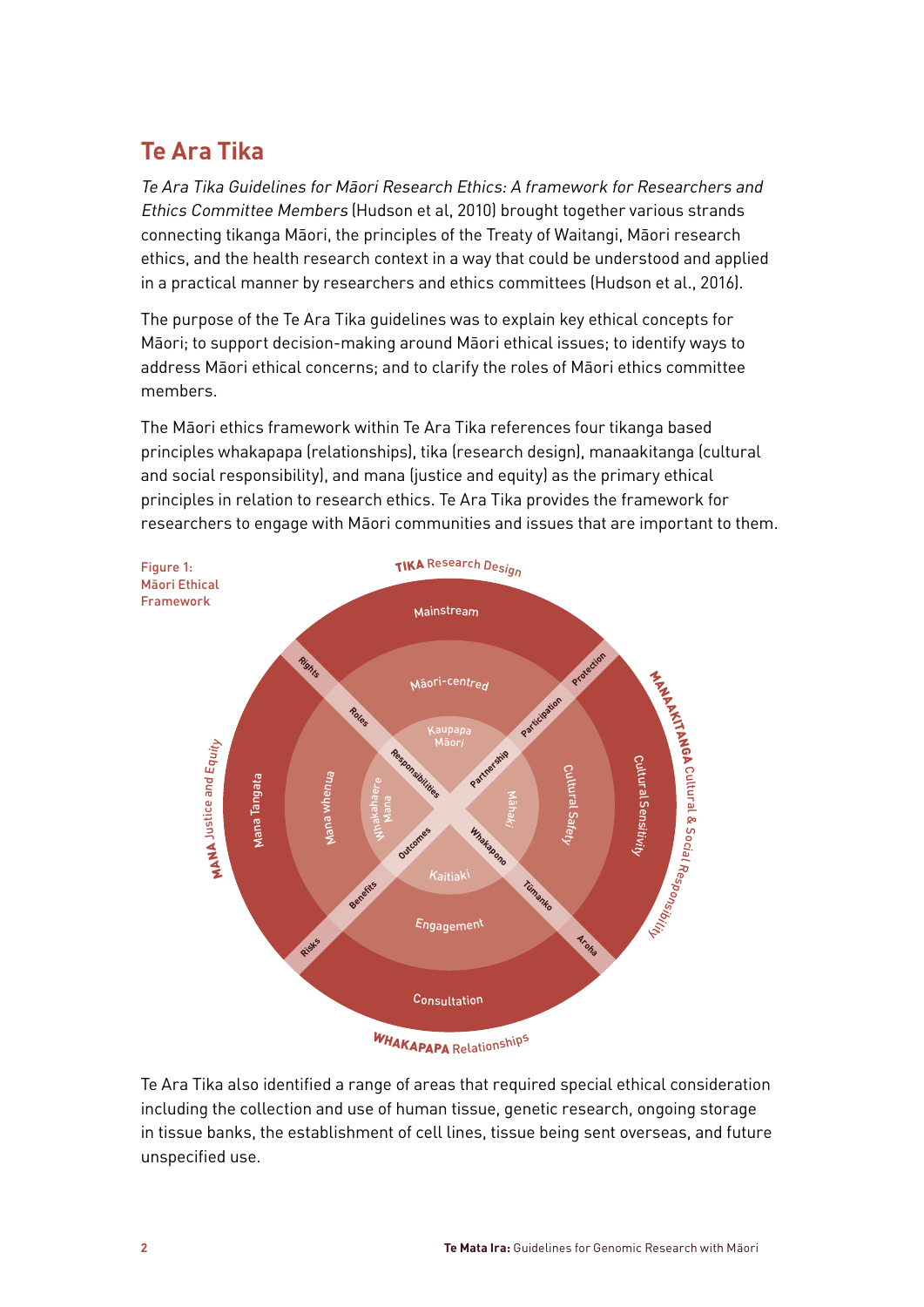## Te Ara Tika

*Te Ara Tika Guidelines for Māori Research Ethics: A framework for Researchers and Ethics Committee Members* (Hudson et al, 2010) brought together various strands connecting tikanga Māori, the principles of the Treaty of Waitangi, Māori research ethics, and the health research context in a way that could be understood and applied in a practical manner by researchers and ethics committees (Hudson et al., 2016).

The purpose of the Te Ara Tika guidelines was to explain key ethical concepts for Māori; to support decision-making around Māori ethical issues; to identify ways to address Māori ethical concerns; and to clarify the roles of Māori ethics committee members.

The Māori ethics framework within Te Ara Tika references four tikanga based principles whakapapa (relationships), tika (research design), manaakitanga (cultural and social responsibility), and mana (justice and equity) as the primary ethical principles in relation to research ethics. Te Ara Tika provides the framework for researchers to engage with Māori communities and issues that are important to them.

Figure 1: Māori Ethical Framework

Te Ara Tika also identified a range of areas that required special ethical consideration including the collection and use of human tissue, genetic research, ongoing storage in tissue banks, the establishment of cell lines, tissue being sent overseas, and future unspecified use.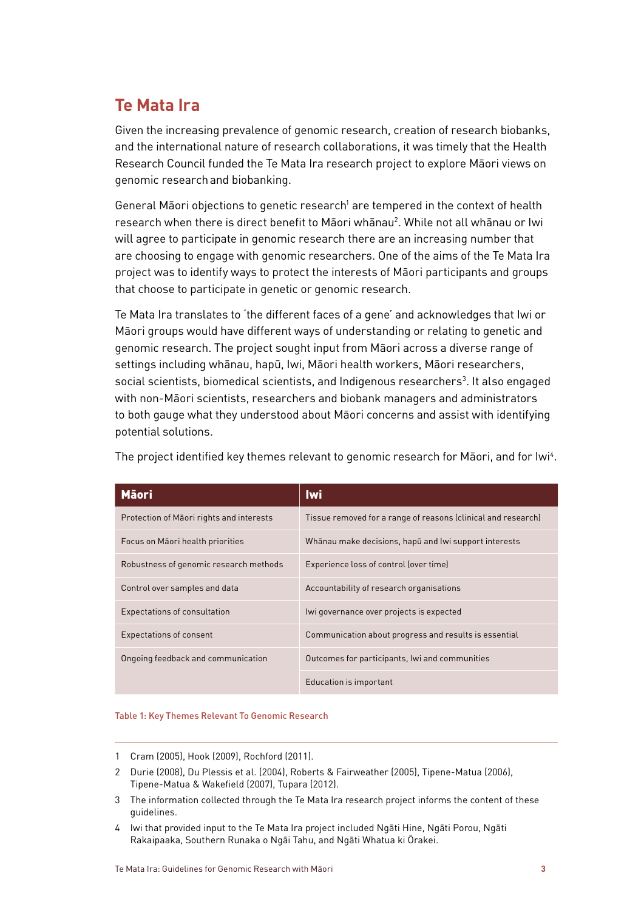# Te Mata Ira

Given the increasing prevalence of genomic research, creation of research biobanks, and the international nature of research collaborations, it was timely that the Health Research Council funded the Te Mata Ira research project to explore Māori views on genomic research and biobanking.

General Māori objections to genetic research[1] are tempered in the context of health research when there is direct benefit to Māori whānau[2]. While not all whānau or Iwi will agree to participate in genomic research there are an increasing number that are choosing to engage with genomic researchers. One of the aims of the Te Mata Ira project was to identify ways to protect the interests of Māori participants and groups that choose to participate in genetic or genomic research.

Te Mata Ira translates to 'the different faces of a gene' and acknowledges that Iwi or Māori groups would have different ways of understanding or relating to genetic and genomic research. The project sought input from Māori across a diverse range of settings including whānau, hapū, Iwi, Māori health workers, Māori researchers, social scientists, biomedical scientists, and Indigenous researchers[3]. It also engaged with non-Māori scientists, researchers and biobank managers and administrators to both gauge what they understood about Māori concerns and assist with identifying potential solutions.

The project identified key themes relevant to genomic research for Māori, and for Iwi[4].

| Māori | Iwi |
|---|---|
| Protection of Māori rights and interests | Tissue removed for a range of reasons (clinical and research) |
| Focus on Māori health priorities | Whānau make decisions, hapū and Iwi support interests |
| Robustness of genomic research methods | Experience loss of control (over time) |
| Control over samples and data | Accountability of research organisations |
| Expectations of consultation | Iwi governance over projects is expected |
| Expectations of consent | Communication about progress and results is essential |
| Ongoing feedback and communication | Outcomes for participants, Iwi and communities |
| | Education is important |

Table 1: Key Themes Relevant To Genomic Research

1 Cram (2005), Hook (2009), Rochford (2011).

2 Durie (2008), Du Plessis et al. (2004), Roberts & Fairweather (2005), Tipene-Matua (2006), Tipene-Matua & Wakefield (2007), Tupara (2012).

3 The information collected through the Te Mata Ira research project informs the content of these guidelines.

4 Iwi that provided input to the Te Mata Ira project included Ngāti Hine, Ngāti Porou, Ngāti Rakaipaaka, Southern Runaka o Ngāi Tahu, and Ngāti Whatua ki Ōrakei.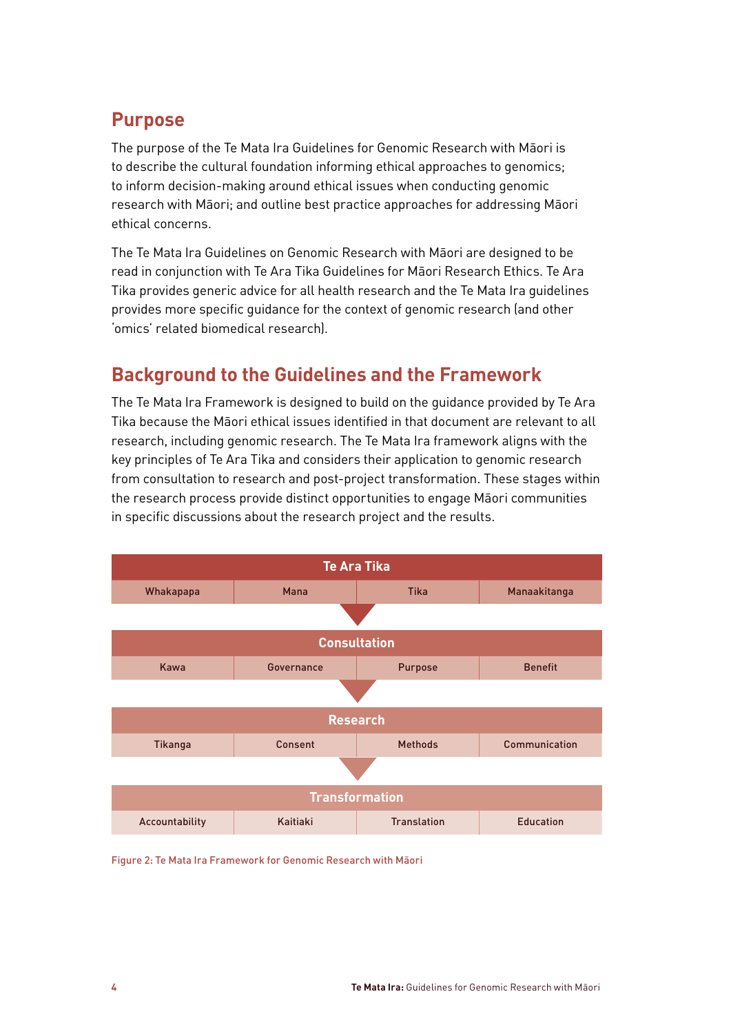## Purpose

The purpose of the Te Mata Ira Guidelines for Genomic Research with Māori is to describe the cultural foundation informing ethical approaches to genomics; to inform decision-making around ethical issues when conducting genomic research with Māori; and outline best practice approaches for addressing Māori ethical concerns.

The Te Mata Ira Guidelines on Genomic Research with Māori are designed to be read in conjunction with Te Ara Tika Guidelines for Māori Research Ethics. Te Ara Tika provides generic advice for all health research and the Te Mata Ira guidelines provides more specific guidance for the context of genomic research (and other 'omics' related biomedical research).

## Background to the Guidelines and the Framework

The Te Mata Ira Framework is designed to build on the guidance provided by Te Ara Tika because the Māori ethical issues identified in that document are relevant to all research, including genomic research. The Te Mata Ira framework aligns with the key principles of Te Ara Tika and considers their application to genomic research from consultation to research and post-project transformation. These stages within the research process provide distinct opportunities to engage Māori communities in specific discussions about the research project and the results.

| Te Ara Tika | | | |
|---|---|---|---|
| Whakapapa | Mana | Tika | Manaakitanga |

▼

| Consultation | | | |
|---|---|---|---|
| Kawa | Governance | Purpose | Benefit |

▼

| Research | | | |
|---|---|---|---|
| Tikanga | Consent | Methods | Communication |

▼

| Transformation | | | |
|---|---|---|---|
| Accountability | Kaitiaki | Translation | Education |

Figure 2: Te Mata Ira Framework for Genomic Research with Māori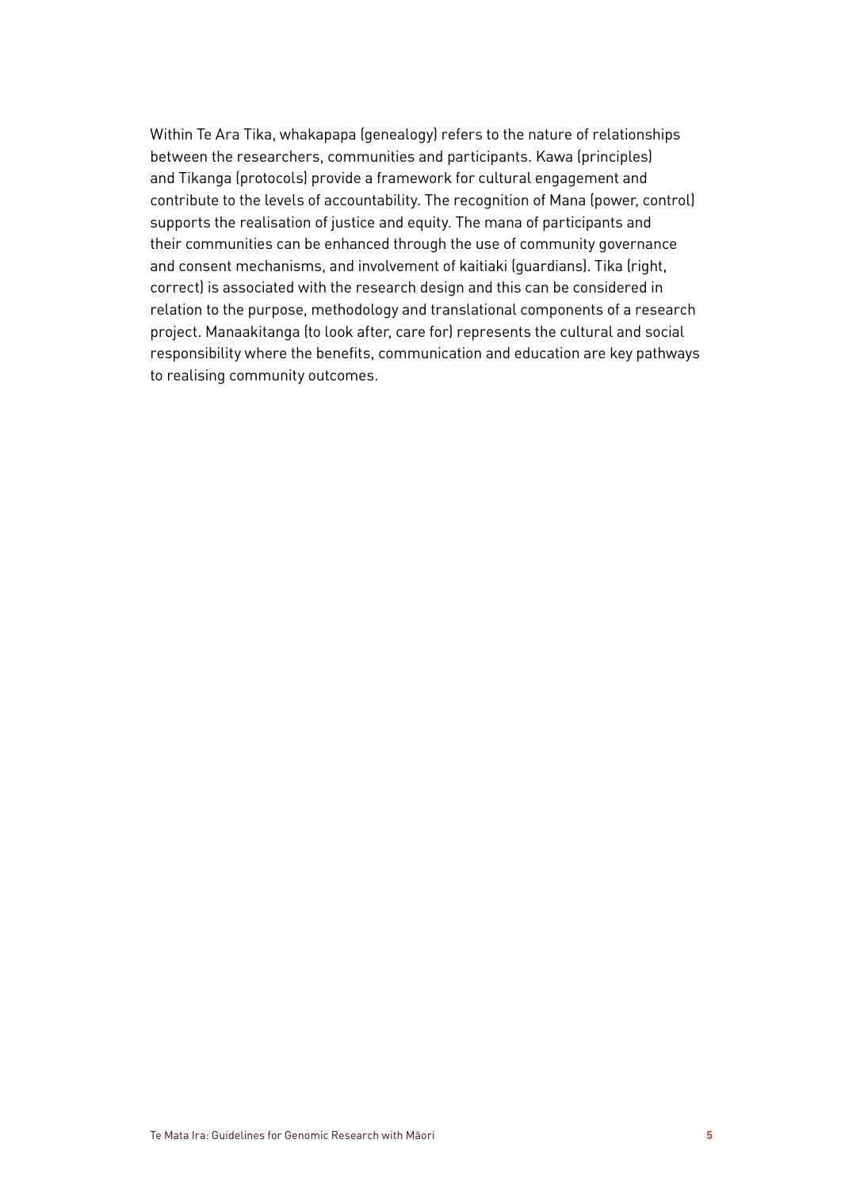Within Te Ara Tika, whakapapa (genealogy) refers to the nature of relationships between the researchers, communities and participants. Kawa (principles) and Tikanga (protocols) provide a framework for cultural engagement and contribute to the levels of accountability. The recognition of Mana (power, control) supports the realisation of justice and equity. The mana of participants and their communities can be enhanced through the use of community governance and consent mechanisms, and involvement of kaitiaki (guardians). Tika (right, correct) is associated with the research design and this can be considered in relation to the purpose, methodology and translational components of a research project. Manaakitanga (to look after, care for) represents the cultural and social responsibility where the benefits, communication and education are key pathways to realising community outcomes.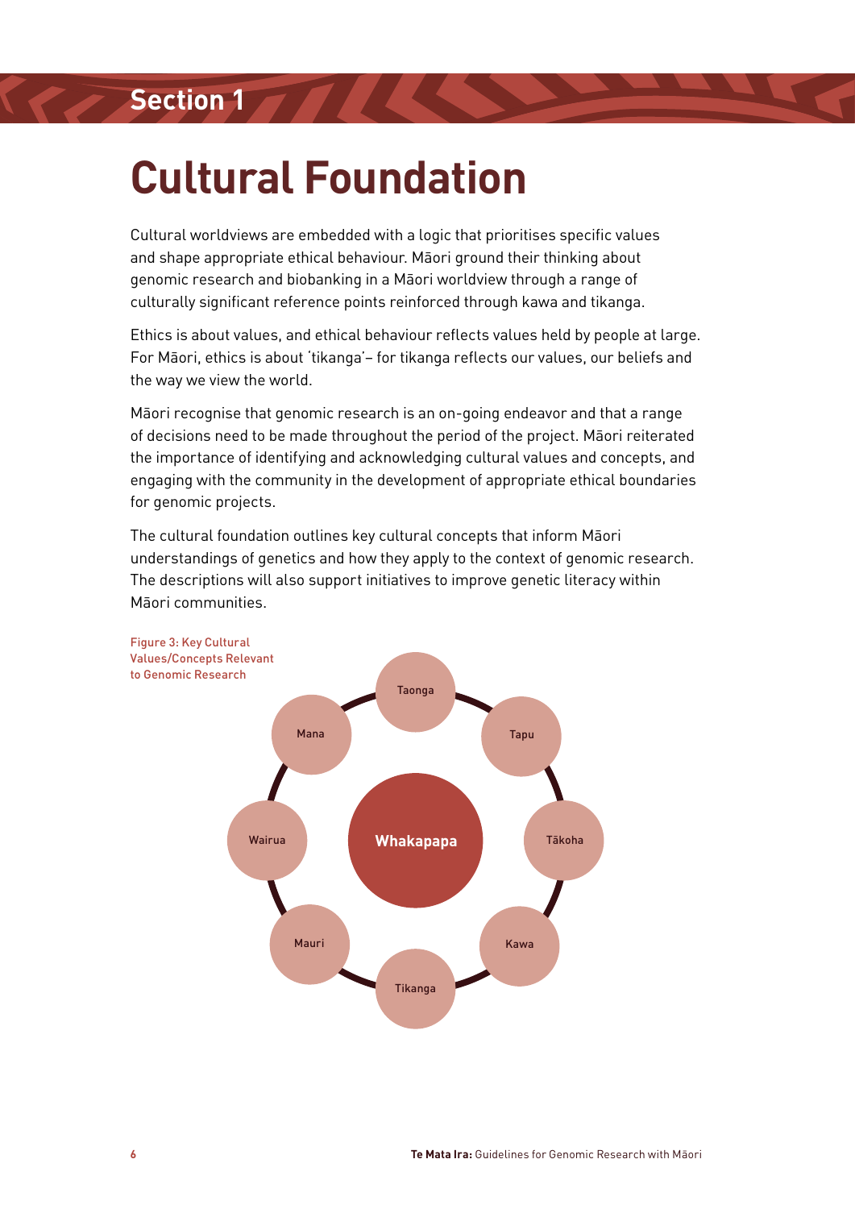Section 1

# Cultural Foundation

Cultural worldviews are embedded with a logic that prioritises specific values and shape appropriate ethical behaviour. Māori ground their thinking about genomic research and biobanking in a Māori worldview through a range of culturally significant reference points reinforced through kawa and tikanga.

Ethics is about values, and ethical behaviour reflects values held by people at large. For Māori, ethics is about 'tikanga'– for tikanga reflects our values, our beliefs and the way we view the world.

Māori recognise that genomic research is an on-going endeavor and that a range of decisions need to be made throughout the period of the project. Māori reiterated the importance of identifying and acknowledging cultural values and concepts, and engaging with the community in the development of appropriate ethical boundaries for genomic projects.

The cultural foundation outlines key cultural concepts that inform Māori understandings of genetics and how they apply to the context of genomic research. The descriptions will also support initiatives to improve genetic literacy within Māori communities.

Figure 3: Key Cultural Values/Concepts Relevant to Genomic Research

Whakapapa

Taonga, Tapu, Tākoha, Kawa, Tikanga, Mauri, Wairua, Mana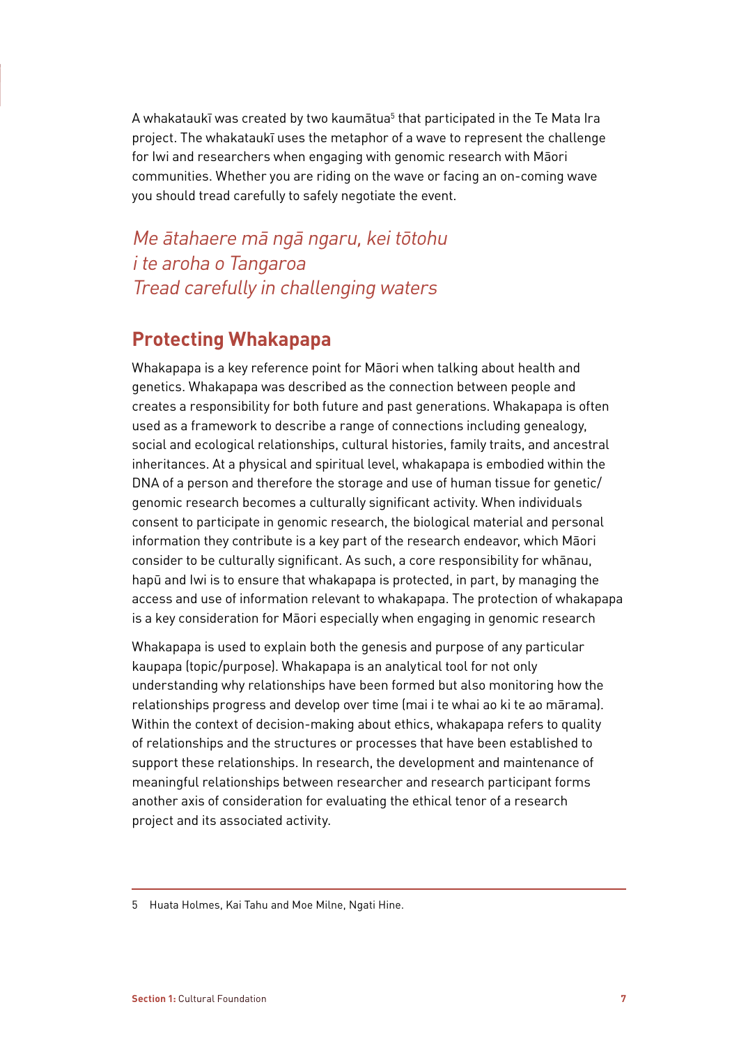A whakataukī was created by two kaumātua[5] that participated in the Te Mata Ira project. The whakataukī uses the metaphor of a wave to represent the challenge for Iwi and researchers when engaging with genomic research with Māori communities. Whether you are riding on the wave or facing an on-coming wave you should tread carefully to safely negotiate the event.

*Me ātahaere mā ngā ngaru, kei tōtohu*
*i te aroha o Tangaroa*
*Tread carefully in challenging waters*

## Protecting Whakapapa

Whakapapa is a key reference point for Māori when talking about health and genetics. Whakapapa was described as the connection between people and creates a responsibility for both future and past generations. Whakapapa is often used as a framework to describe a range of connections including genealogy, social and ecological relationships, cultural histories, family traits, and ancestral inheritances. At a physical and spiritual level, whakapapa is embodied within the DNA of a person and therefore the storage and use of human tissue for genetic/genomic research becomes a culturally significant activity. When individuals consent to participate in genomic research, the biological material and personal information they contribute is a key part of the research endeavor, which Māori consider to be culturally significant. As such, a core responsibility for whānau, hapū and Iwi is to ensure that whakapapa is protected, in part, by managing the access and use of information relevant to whakapapa. The protection of whakapapa is a key consideration for Māori especially when engaging in genomic research

Whakapapa is used to explain both the genesis and purpose of any particular kaupapa (topic/purpose). Whakapapa is an analytical tool for not only understanding why relationships have been formed but also monitoring how the relationships progress and develop over time (mai i te whai ao ki te ao mārama). Within the context of decision-making about ethics, whakapapa refers to quality of relationships and the structures or processes that have been established to support these relationships. In research, the development and maintenance of meaningful relationships between researcher and research participant forms another axis of consideration for evaluating the ethical tenor of a research project and its associated activity.

---

5 Huata Holmes, Kai Tahu and Moe Milne, Ngati Hine.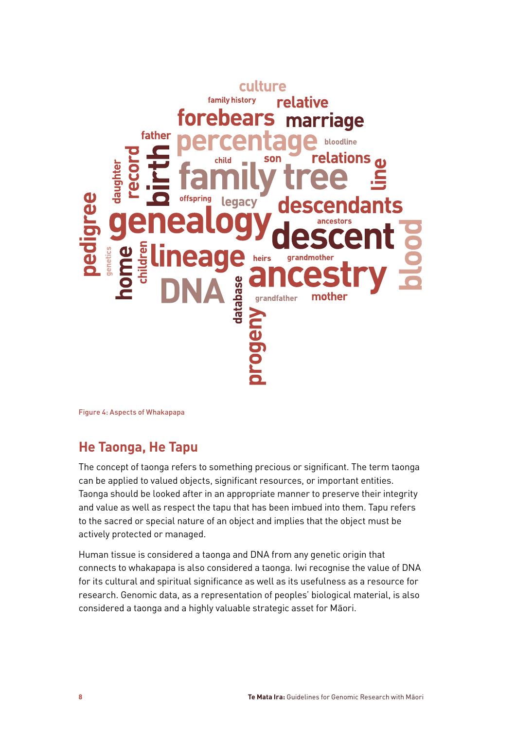Figure 4: Aspects of Whakapapa

## He Taonga, He Tapu

The concept of taonga refers to something precious or significant. The term taonga can be applied to valued objects, significant resources, or important entities. Taonga should be looked after in an appropriate manner to preserve their integrity and value as well as respect the tapu that has been imbued into them. Tapu refers to the sacred or special nature of an object and implies that the object must be actively protected or managed.

Human tissue is considered a taonga and DNA from any genetic origin that connects to whakapapa is also considered a taonga. Iwi recognise the value of DNA for its cultural and spiritual significance as well as its usefulness as a resource for research. Genomic data, as a representation of peoples' biological material, is also considered a taonga and a highly valuable strategic asset for Māori.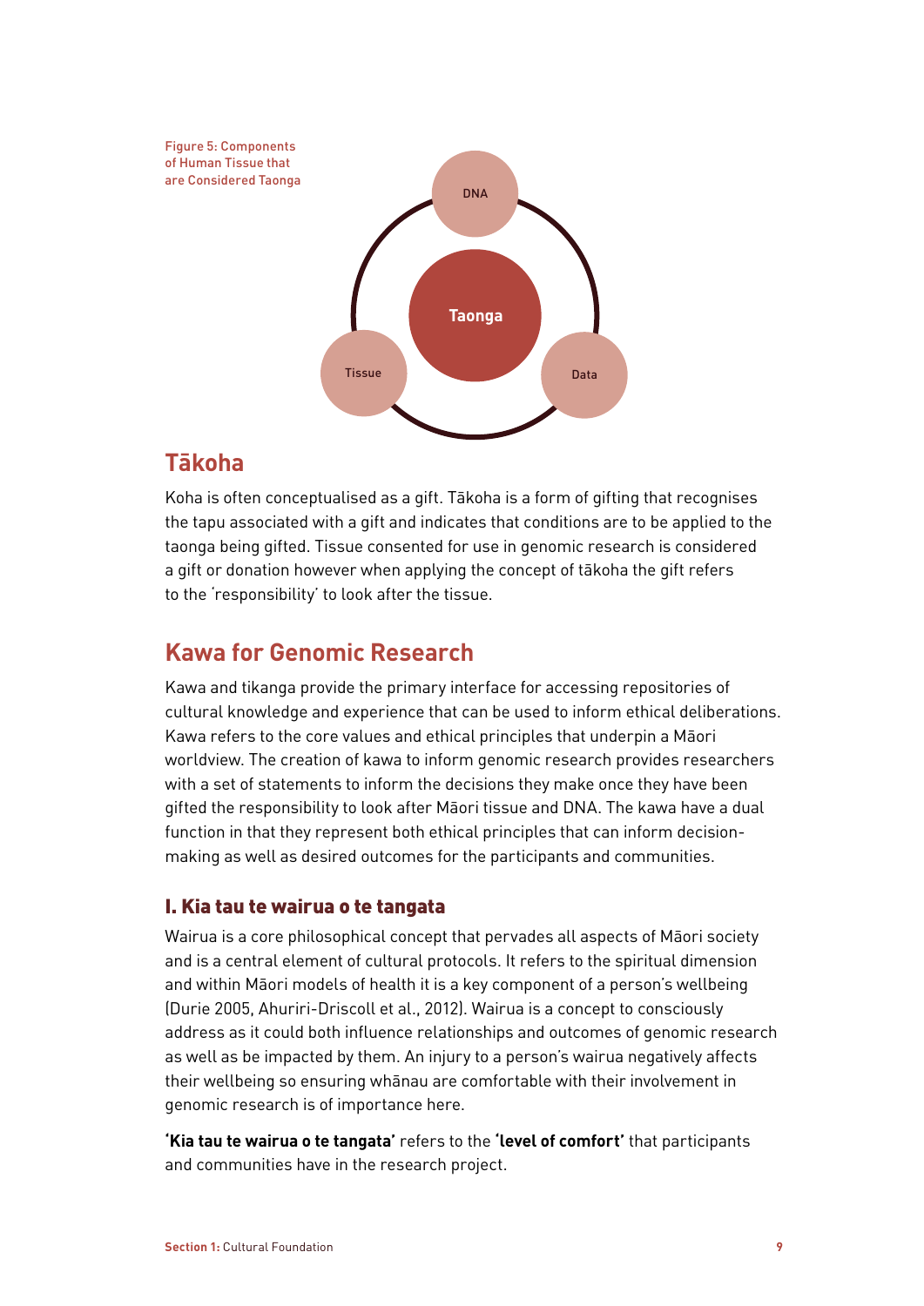Figure 5: Components of Human Tissue that are Considered Taonga

DNA

Taonga

Tissue

Data

## Tākoha

Koha is often conceptualised as a gift. Tākoha is a form of gifting that recognises the tapu associated with a gift and indicates that conditions are to be applied to the taonga being gifted. Tissue consented for use in genomic research is considered a gift or donation however when applying the concept of tākoha the gift refers to the 'responsibility' to look after the tissue.

## Kawa for Genomic Research

Kawa and tikanga provide the primary interface for accessing repositories of cultural knowledge and experience that can be used to inform ethical deliberations. Kawa refers to the core values and ethical principles that underpin a Māori worldview. The creation of kawa to inform genomic research provides researchers with a set of statements to inform the decisions they make once they have been gifted the responsibility to look after Māori tissue and DNA. The kawa have a dual function in that they represent both ethical principles that can inform decision-making as well as desired outcomes for the participants and communities.

### I. Kia tau te wairua o te tangata

Wairua is a core philosophical concept that pervades all aspects of Māori society and is a central element of cultural protocols. It refers to the spiritual dimension and within Māori models of health it is a key component of a person's wellbeing (Durie 2005, Ahuriri-Driscoll et al., 2012). Wairua is a concept to consciously address as it could both influence relationships and outcomes of genomic research as well as be impacted by them. An injury to a person's wairua negatively affects their wellbeing so ensuring whānau are comfortable with their involvement in genomic research is of importance here.

**'Kia tau te wairua o te tangata'** refers to the **'level of comfort'** that participants and communities have in the research project.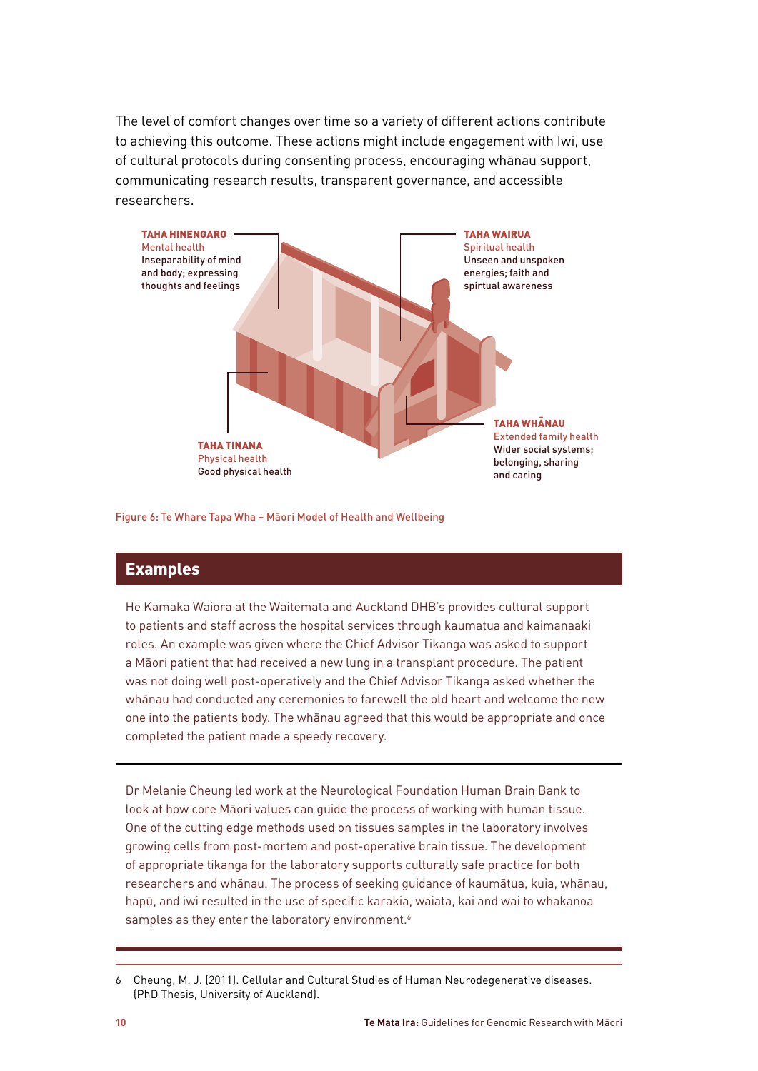The level of comfort changes over time so a variety of different actions contribute to achieving this outcome. These actions might include engagement with Iwi, use of cultural protocols during consenting process, encouraging whānau support, communicating research results, transparent governance, and accessible researchers.

**TAHA HINENGARO**
Mental health
Inseparability of mind and body; expressing thoughts and feelings

**TAHA WAIRUA**
Spiritual health
Unseen and unspoken energies; faith and spirtual awareness

**TAHA TINANA**
Physical health
Good physical health

**TAHA WHĀNAU**
Extended family health
Wider social systems; belonging, sharing and caring

Figure 6: Te Whare Tapa Wha – Māori Model of Health and Wellbeing

## Examples

He Kamaka Waiora at the Waitemata and Auckland DHB's provides cultural support to patients and staff across the hospital services through kaumatua and kaimanaaki roles. An example was given where the Chief Advisor Tikanga was asked to support a Māori patient that had received a new lung in a transplant procedure. The patient was not doing well post-operatively and the Chief Advisor Tikanga asked whether the whānau had conducted any ceremonies to farewell the old heart and welcome the new one into the patients body. The whānau agreed that this would be appropriate and once completed the patient made a speedy recovery.

---

Dr Melanie Cheung led work at the Neurological Foundation Human Brain Bank to look at how core Māori values can guide the process of working with human tissue. One of the cutting edge methods used on tissues samples in the laboratory involves growing cells from post-mortem and post-operative brain tissue. The development of appropriate tikanga for the laboratory supports culturally safe practice for both researchers and whānau. The process of seeking guidance of kaumātua, kuia, whānau, hapū, and iwi resulted in the use of specific karakia, waiata, kai and wai to whakanoa samples as they enter the laboratory environment.[6]

---

6 Cheung, M. J. (2011). Cellular and Cultural Studies of Human Neurodegenerative diseases. (PhD Thesis, University of Auckland).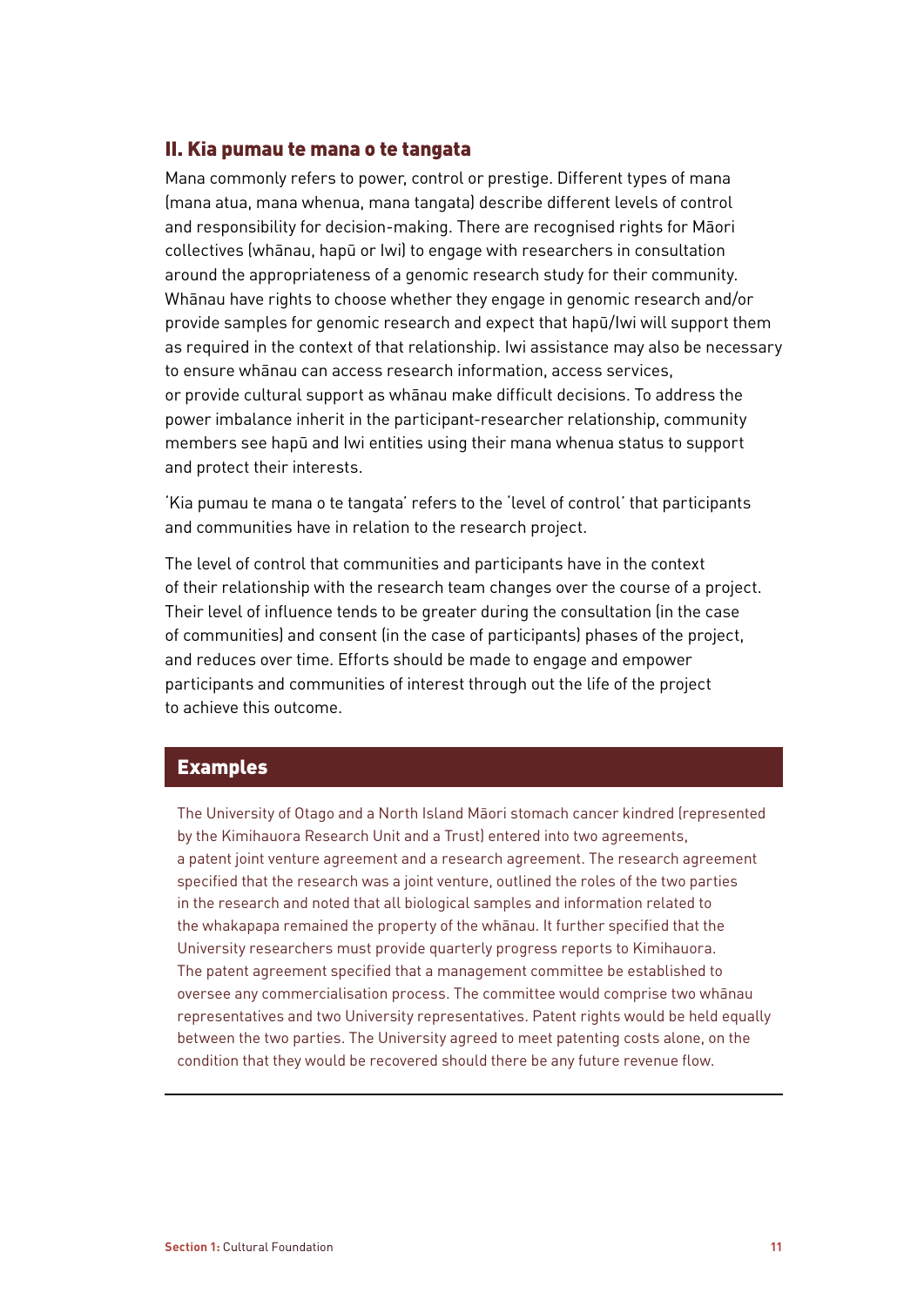## II. Kia pumau te mana o te tangata

Mana commonly refers to power, control or prestige. Different types of mana (mana atua, mana whenua, mana tangata) describe different levels of control and responsibility for decision-making. There are recognised rights for Māori collectives (whānau, hapū or Iwi) to engage with researchers in consultation around the appropriateness of a genomic research study for their community. Whānau have rights to choose whether they engage in genomic research and/or provide samples for genomic research and expect that hapū/Iwi will support them as required in the context of that relationship. Iwi assistance may also be necessary to ensure whānau can access research information, access services, or provide cultural support as whānau make difficult decisions. To address the power imbalance inherit in the participant-researcher relationship, community members see hapū and Iwi entities using their mana whenua status to support and protect their interests.

'Kia pumau te mana o te tangata' refers to the 'level of control' that participants and communities have in relation to the research project.

The level of control that communities and participants have in the context of their relationship with the research team changes over the course of a project. Their level of influence tends to be greater during the consultation (in the case of communities) and consent (in the case of participants) phases of the project, and reduces over time. Efforts should be made to engage and empower participants and communities of interest through out the life of the project to achieve this outcome.

### Examples

The University of Otago and a North Island Māori stomach cancer kindred (represented by the Kimihauora Research Unit and a Trust) entered into two agreements, a patent joint venture agreement and a research agreement. The research agreement specified that the research was a joint venture, outlined the roles of the two parties in the research and noted that all biological samples and information related to the whakapapa remained the property of the whānau. It further specified that the University researchers must provide quarterly progress reports to Kimihauora. The patent agreement specified that a management committee be established to oversee any commercialisation process. The committee would comprise two whānau representatives and two University representatives. Patent rights would be held equally between the two parties. The University agreed to meet patenting costs alone, on the condition that they would be recovered should there be any future revenue flow.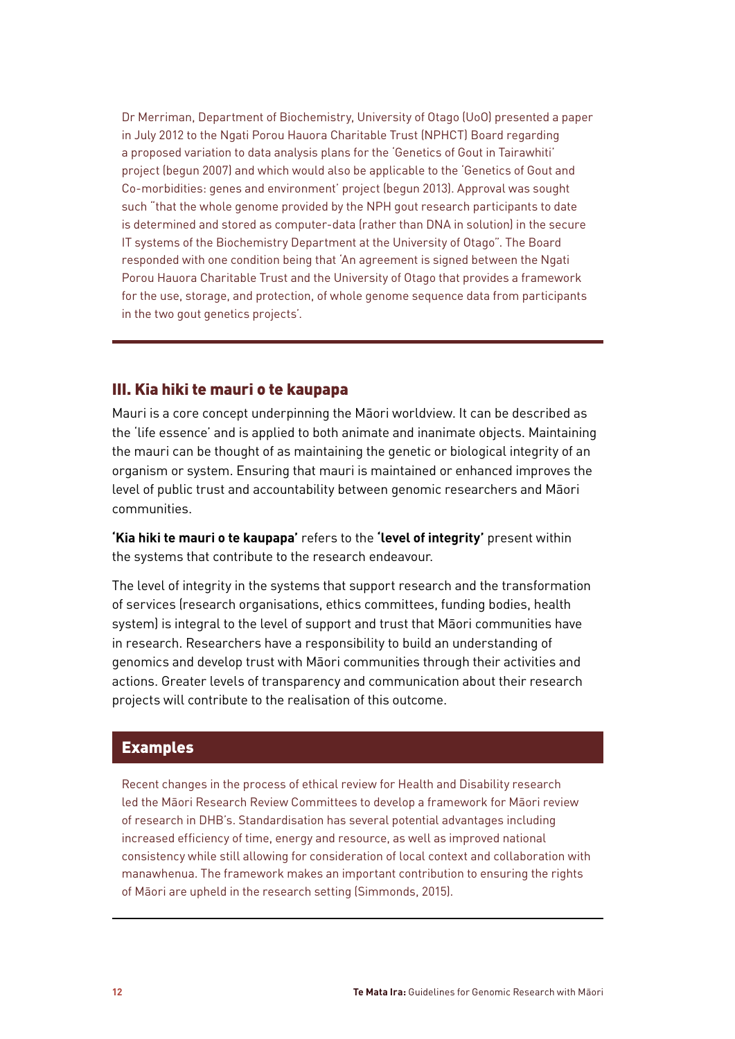Dr Merriman, Department of Biochemistry, University of Otago (UoO) presented a paper in July 2012 to the Ngati Porou Hauora Charitable Trust (NPHCT) Board regarding a proposed variation to data analysis plans for the 'Genetics of Gout in Tairawhiti' project (begun 2007) and which would also be applicable to the 'Genetics of Gout and Co-morbidities: genes and environment' project (begun 2013). Approval was sought such "that the whole genome provided by the NPH gout research participants to date is determined and stored as computer-data (rather than DNA in solution) in the secure IT systems of the Biochemistry Department at the University of Otago". The Board responded with one condition being that 'An agreement is signed between the Ngati Porou Hauora Charitable Trust and the University of Otago that provides a framework for the use, storage, and protection, of whole genome sequence data from participants in the two gout genetics projects'.

## III. Kia hiki te mauri o te kaupapa

Mauri is a core concept underpinning the Māori worldview. It can be described as the 'life essence' and is applied to both animate and inanimate objects. Maintaining the mauri can be thought of as maintaining the genetic or biological integrity of an organism or system. Ensuring that mauri is maintained or enhanced improves the level of public trust and accountability between genomic researchers and Māori communities.

**'Kia hiki te mauri o te kaupapa'** refers to the **'level of integrity'** present within the systems that contribute to the research endeavour.

The level of integrity in the systems that support research and the transformation of services (research organisations, ethics committees, funding bodies, health system) is integral to the level of support and trust that Māori communities have in research. Researchers have a responsibility to build an understanding of genomics and develop trust with Māori communities through their activities and actions. Greater levels of transparency and communication about their research projects will contribute to the realisation of this outcome.

### Examples

Recent changes in the process of ethical review for Health and Disability research led the Māori Research Review Committees to develop a framework for Māori review of research in DHB's. Standardisation has several potential advantages including increased efficiency of time, energy and resource, as well as improved national consistency while still allowing for consideration of local context and collaboration with manawhenua. The framework makes an important contribution to ensuring the rights of Māori are upheld in the research setting (Simmonds, 2015).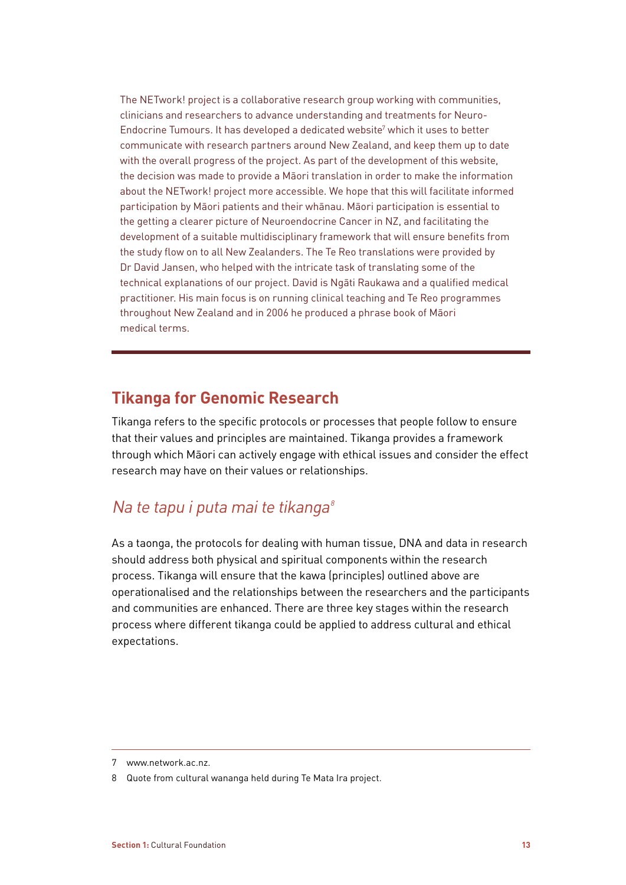The NETwork! project is a collaborative research group working with communities, clinicians and researchers to advance understanding and treatments for Neuro-Endocrine Tumours. It has developed a dedicated website[7] which it uses to better communicate with research partners around New Zealand, and keep them up to date with the overall progress of the project. As part of the development of this website, the decision was made to provide a Māori translation in order to make the information about the NETwork! project more accessible. We hope that this will facilitate informed participation by Māori patients and their whānau. Māori participation is essential to the getting a clearer picture of Neuroendocrine Cancer in NZ, and facilitating the development of a suitable multidisciplinary framework that will ensure benefits from the study flow on to all New Zealanders. The Te Reo translations were provided by Dr David Jansen, who helped with the intricate task of translating some of the technical explanations of our project. David is Ngāti Raukawa and a qualified medical practitioner. His main focus is on running clinical teaching and Te Reo programmes throughout New Zealand and in 2006 he produced a phrase book of Māori medical terms.

---

## Tikanga for Genomic Research

Tikanga refers to the specific protocols or processes that people follow to ensure that their values and principles are maintained. Tikanga provides a framework through which Māori can actively engage with ethical issues and consider the effect research may have on their values or relationships.

### *Na te tapu i puta mai te tikanga*[8]

As a taonga, the protocols for dealing with human tissue, DNA and data in research should address both physical and spiritual components within the research process. Tikanga will ensure that the kawa (principles) outlined above are operationalised and the relationships between the researchers and the participants and communities are enhanced. There are three key stages within the research process where different tikanga could be applied to address cultural and ethical expectations.

---

7 www.network.ac.nz.

8 Quote from cultural wananga held during Te Mata Ira project.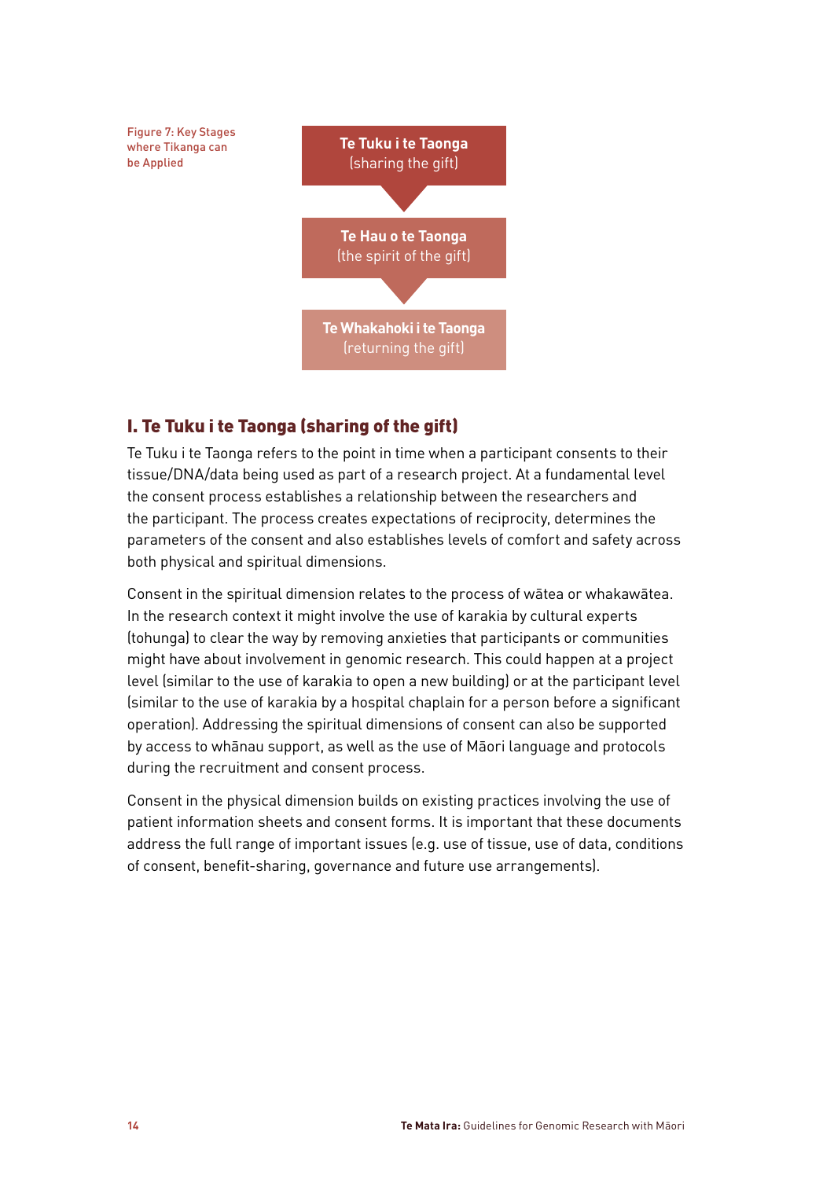Figure 7: Key Stages where Tikanga can be Applied

**Te Tuku i te Taonga** (sharing the gift)

**Te Hau o te Taonga** (the spirit of the gift)

**Te Whakahoki i te Taonga** (returning the gift)

## I. Te Tuku i te Taonga (sharing of the gift)

Te Tuku i te Taonga refers to the point in time when a participant consents to their tissue/DNA/data being used as part of a research project. At a fundamental level the consent process establishes a relationship between the researchers and the participant. The process creates expectations of reciprocity, determines the parameters of the consent and also establishes levels of comfort and safety across both physical and spiritual dimensions.

Consent in the spiritual dimension relates to the process of wātea or whakawātea. In the research context it might involve the use of karakia by cultural experts (tohunga) to clear the way by removing anxieties that participants or communities might have about involvement in genomic research. This could happen at a project level (similar to the use of karakia to open a new building) or at the participant level (similar to the use of karakia by a hospital chaplain for a person before a significant operation). Addressing the spiritual dimensions of consent can also be supported by access to whānau support, as well as the use of Māori language and protocols during the recruitment and consent process.

Consent in the physical dimension builds on existing practices involving the use of patient information sheets and consent forms. It is important that these documents address the full range of important issues (e.g. use of tissue, use of data, conditions of consent, benefit-sharing, governance and future use arrangements).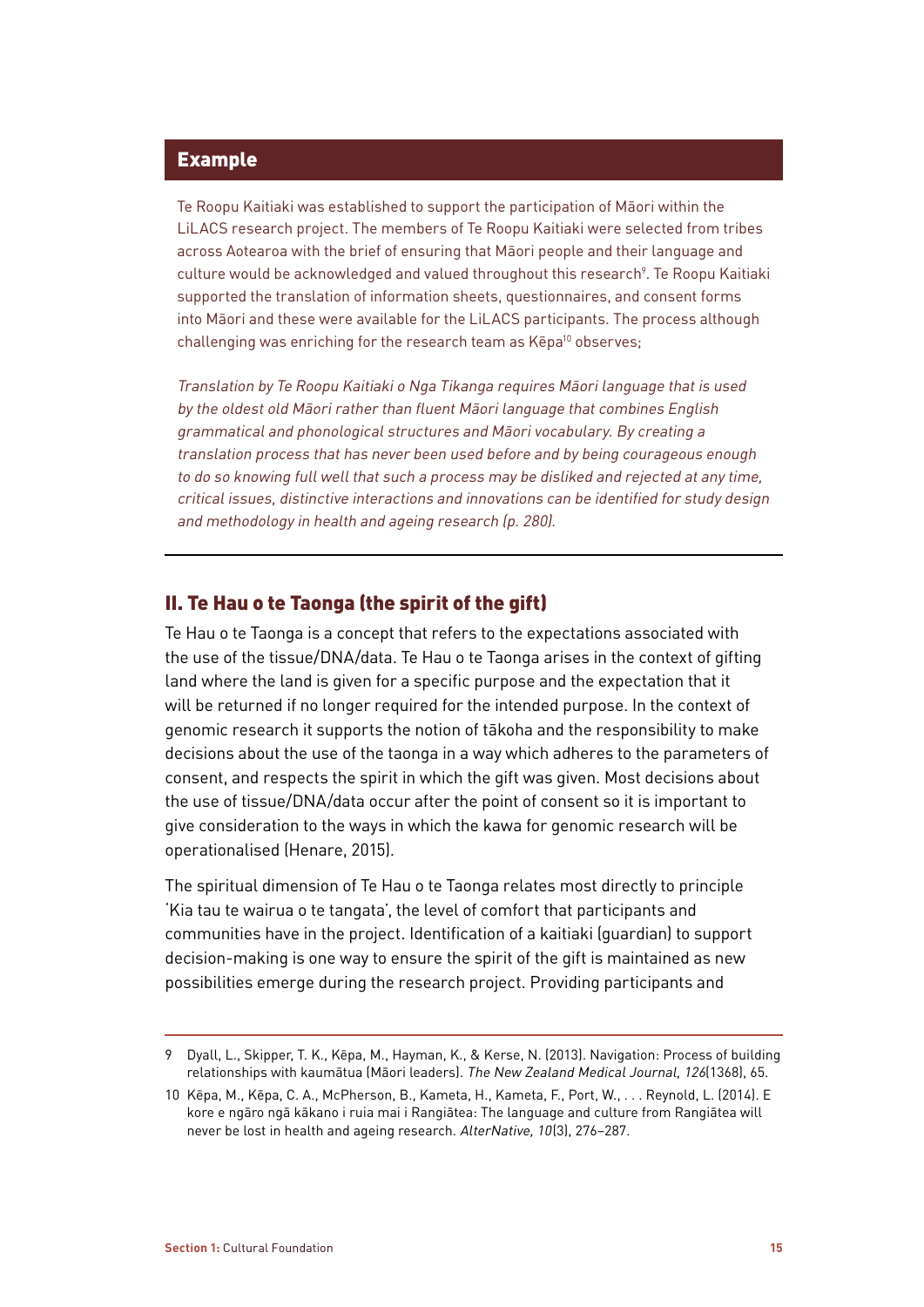## Example

Te Roopu Kaitiaki was established to support the participation of Māori within the LiLACS research project. The members of Te Roopu Kaitiaki were selected from tribes across Aotearoa with the brief of ensuring that Māori people and their language and culture would be acknowledged and valued throughout this research[9]. Te Roopu Kaitiaki supported the translation of information sheets, questionnaires, and consent forms into Māori and these were available for the LiLACS participants. The process although challenging was enriching for the research team as Kēpa[10] observes;

*Translation by Te Roopu Kaitiaki o Nga Tikanga requires Māori language that is used by the oldest old Māori rather than fluent Māori language that combines English grammatical and phonological structures and Māori vocabulary. By creating a translation process that has never been used before and by being courageous enough to do so knowing full well that such a process may be disliked and rejected at any time, critical issues, distinctive interactions and innovations can be identified for study design and methodology in health and ageing research (p. 280).*

---

## II. Te Hau o te Taonga (the spirit of the gift)

Te Hau o te Taonga is a concept that refers to the expectations associated with the use of the tissue/DNA/data. Te Hau o te Taonga arises in the context of gifting land where the land is given for a specific purpose and the expectation that it will be returned if no longer required for the intended purpose. In the context of genomic research it supports the notion of tākoha and the responsibility to make decisions about the use of the taonga in a way which adheres to the parameters of consent, and respects the spirit in which the gift was given. Most decisions about the use of tissue/DNA/data occur after the point of consent so it is important to give consideration to the ways in which the kawa for genomic research will be operationalised (Henare, 2015).

The spiritual dimension of Te Hau o te Taonga relates most directly to principle 'Kia tau te wairua o te tangata', the level of comfort that participants and communities have in the project. Identification of a kaitiaki (guardian) to support decision-making is one way to ensure the spirit of the gift is maintained as new possibilities emerge during the research project. Providing participants and

---

9 Dyall, L., Skipper, T. K., Kēpa, M., Hayman, K., & Kerse, N. (2013). Navigation: Process of building relationships with kaumātua (Māori leaders). *The New Zealand Medical Journal, 126*(1368), 65.

10 Kēpa, M., Kēpa, C. A., McPherson, B., Kameta, H., Kameta, F., Port, W., . . . Reynold, L. (2014). E kore e ngāro ngā kākano i ruia mai i Rangiātea: The language and culture from Rangiātea will never be lost in health and ageing research. *AlterNative, 10*(3), 276–287.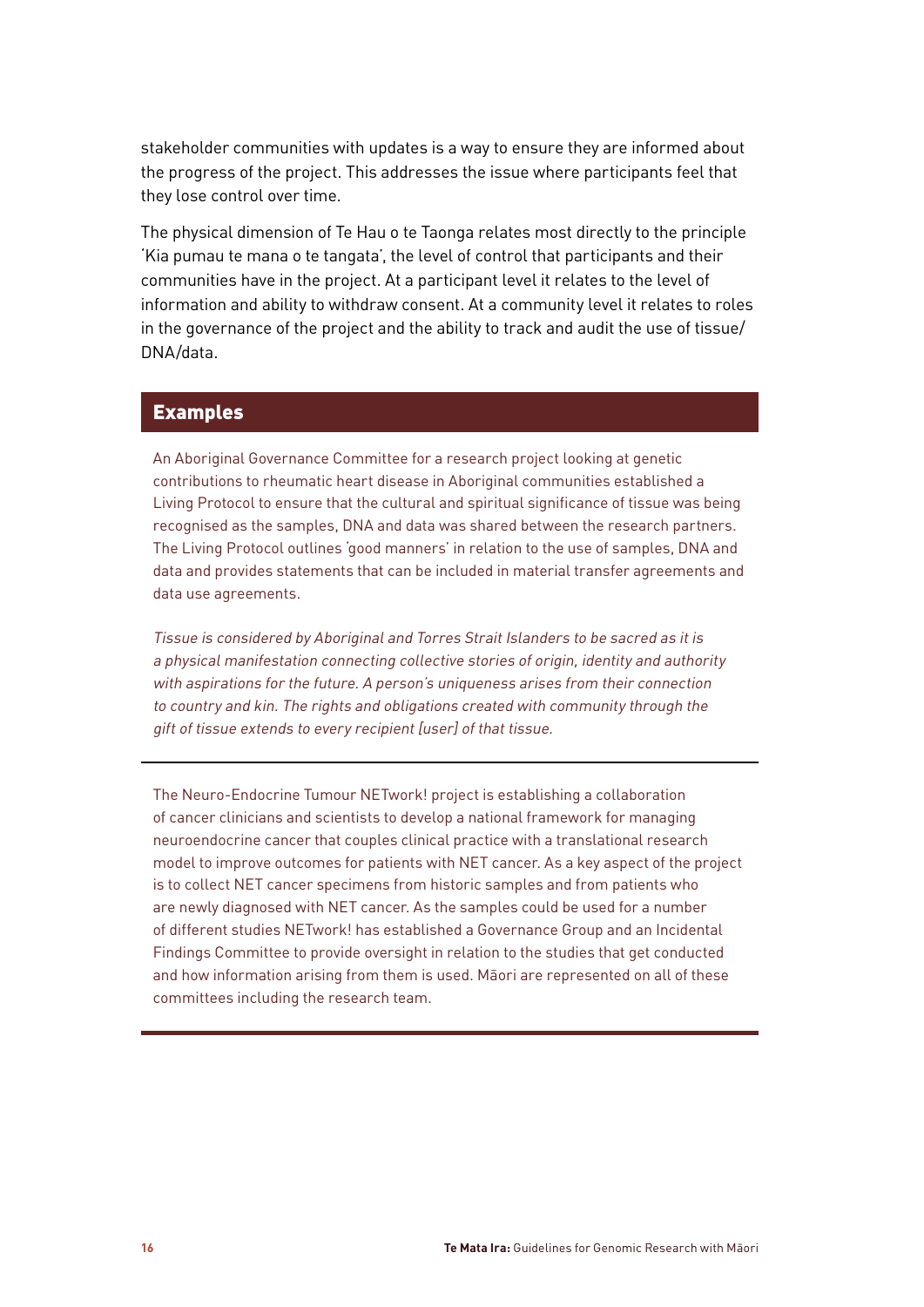stakeholder communities with updates is a way to ensure they are informed about the progress of the project. This addresses the issue where participants feel that they lose control over time.

The physical dimension of Te Hau o te Taonga relates most directly to the principle 'Kia pumau te mana o te tangata', the level of control that participants and their communities have in the project. At a participant level it relates to the level of information and ability to withdraw consent. At a community level it relates to roles in the governance of the project and the ability to track and audit the use of tissue/ DNA/data.

## Examples

An Aboriginal Governance Committee for a research project looking at genetic contributions to rheumatic heart disease in Aboriginal communities established a Living Protocol to ensure that the cultural and spiritual significance of tissue was being recognised as the samples, DNA and data was shared between the research partners. The Living Protocol outlines 'good manners' in relation to the use of samples, DNA and data and provides statements that can be included in material transfer agreements and data use agreements.

*Tissue is considered by Aboriginal and Torres Strait Islanders to be sacred as it is a physical manifestation connecting collective stories of origin, identity and authority with aspirations for the future. A person's uniqueness arises from their connection to country and kin. The rights and obligations created with community through the gift of tissue extends to every recipient [user] of that tissue.*

---

The Neuro-Endocrine Tumour NETwork! project is establishing a collaboration of cancer clinicians and scientists to develop a national framework for managing neuroendocrine cancer that couples clinical practice with a translational research model to improve outcomes for patients with NET cancer. As a key aspect of the project is to collect NET cancer specimens from historic samples and from patients who are newly diagnosed with NET cancer. As the samples could be used for a number of different studies NETwork! has established a Governance Group and an Incidental Findings Committee to provide oversight in relation to the studies that get conducted and how information arising from them is used. Māori are represented on all of these committees including the research team.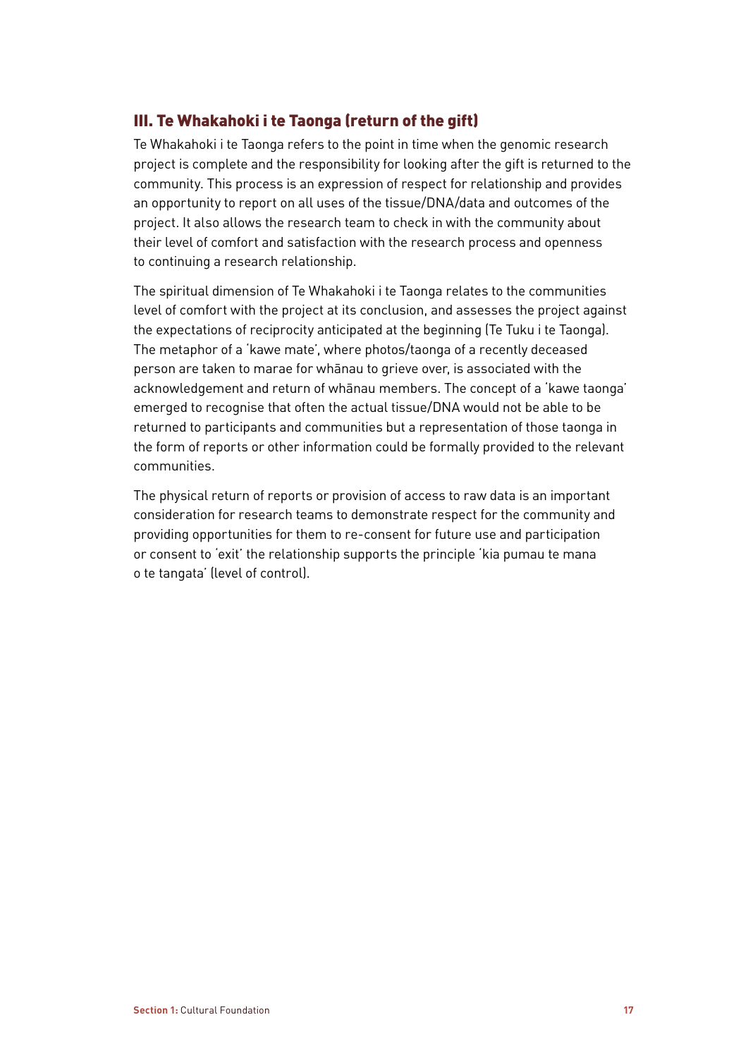### III. Te Whakahoki i te Taonga (return of the gift)

Te Whakahoki i te Taonga refers to the point in time when the genomic research project is complete and the responsibility for looking after the gift is returned to the community. This process is an expression of respect for relationship and provides an opportunity to report on all uses of the tissue/DNA/data and outcomes of the project. It also allows the research team to check in with the community about their level of comfort and satisfaction with the research process and openness to continuing a research relationship.

The spiritual dimension of Te Whakahoki i te Taonga relates to the communities level of comfort with the project at its conclusion, and assesses the project against the expectations of reciprocity anticipated at the beginning (Te Tuku i te Taonga). The metaphor of a 'kawe mate', where photos/taonga of a recently deceased person are taken to marae for whānau to grieve over, is associated with the acknowledgement and return of whānau members. The concept of a 'kawe taonga' emerged to recognise that often the actual tissue/DNA would not be able to be returned to participants and communities but a representation of those taonga in the form of reports or other information could be formally provided to the relevant communities.

The physical return of reports or provision of access to raw data is an important consideration for research teams to demonstrate respect for the community and providing opportunities for them to re-consent for future use and participation or consent to 'exit' the relationship supports the principle 'kia pumau te mana o te tangata' (level of control).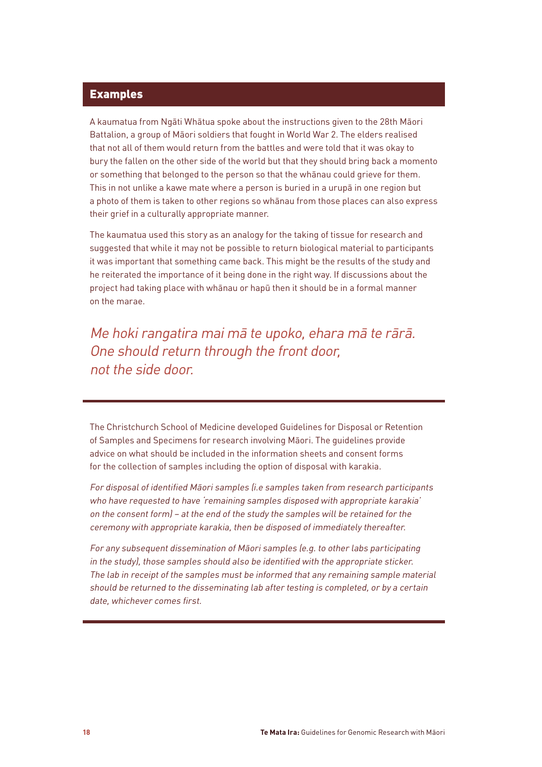## Examples

A kaumatua from Ngāti Whātua spoke about the instructions given to the 28th Māori Battalion, a group of Māori soldiers that fought in World War 2. The elders realised that not all of them would return from the battles and were told that it was okay to bury the fallen on the other side of the world but that they should bring back a momento or something that belonged to the person so that the whānau could grieve for them. This in not unlike a kawe mate where a person is buried in a urupā in one region but a photo of them is taken to other regions so whānau from those places can also express their grief in a culturally appropriate manner.

The kaumatua used this story as an analogy for the taking of tissue for research and suggested that while it may not be possible to return biological material to participants it was important that something came back. This might be the results of the study and he reiterated the importance of it being done in the right way. If discussions about the project had taking place with whānau or hapū then it should be in a formal manner on the marae.

*Me hoki rangatira mai mā te upoko, ehara mā te rārā.*
*One should return through the front door, not the side door.*

---

The Christchurch School of Medicine developed Guidelines for Disposal or Retention of Samples and Specimens for research involving Māori. The guidelines provide advice on what should be included in the information sheets and consent forms for the collection of samples including the option of disposal with karakia.

*For disposal of identified Māori samples (i.e samples taken from research participants who have requested to have 'remaining samples disposed with appropriate karakia' on the consent form) – at the end of the study the samples will be retained for the ceremony with appropriate karakia, then be disposed of immediately thereafter.*

*For any subsequent dissemination of Māori samples (e.g. to other labs participating in the study), those samples should also be identified with the appropriate sticker. The lab in receipt of the samples must be informed that any remaining sample material should be returned to the disseminating lab after testing is completed, or by a certain date, whichever comes first.*

---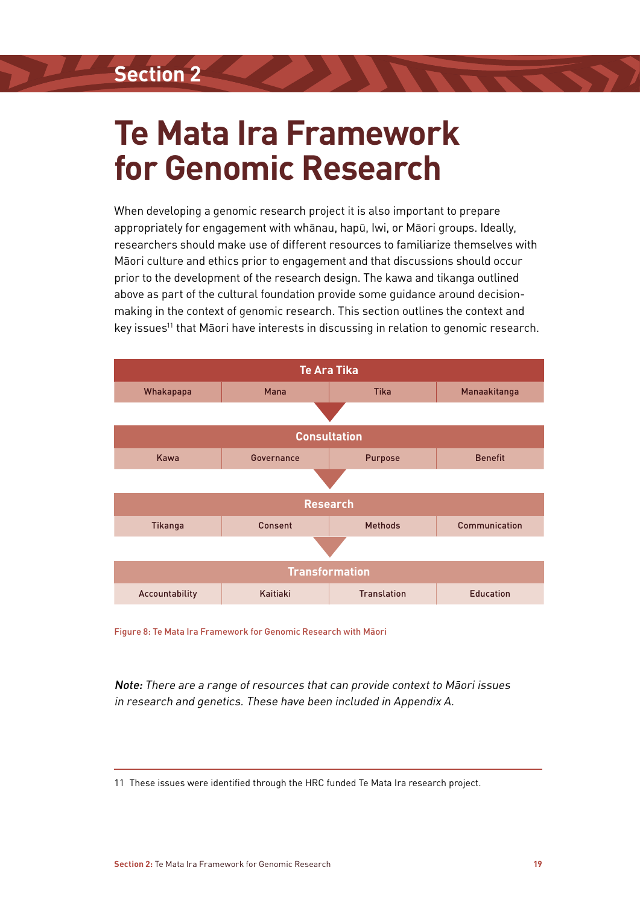Section 2

# Te Mata Ira Framework for Genomic Research

When developing a genomic research project it is also important to prepare appropriately for engagement with whānau, hapū, Iwi, or Māori groups. Ideally, researchers should make use of different resources to familiarize themselves with Māori culture and ethics prior to engagement and that discussions should occur prior to the development of the research design. The kawa and tikanga outlined above as part of the cultural foundation provide some guidance around decision-making in the context of genomic research. This section outlines the context and key issues[11] that Māori have interests in discussing in relation to genomic research.

| Te Ara Tika | | | |
|---|---|---|---|
| Whakapapa | Mana | Tika | Manaakitanga |

| Consultation | | | |
|---|---|---|---|
| Kawa | Governance | Purpose | Benefit |

| Research | | | |
|---|---|---|---|
| Tikanga | Consent | Methods | Communication |

| Transformation | | | |
|---|---|---|---|
| Accountability | Kaitiaki | Translation | Education |

Figure 8: Te Mata Ira Framework for Genomic Research with Māori

***Note:*** *There are a range of resources that can provide context to Māori issues in research and genetics. These have been included in Appendix A.*

11 These issues were identified through the HRC funded Te Mata Ira research project.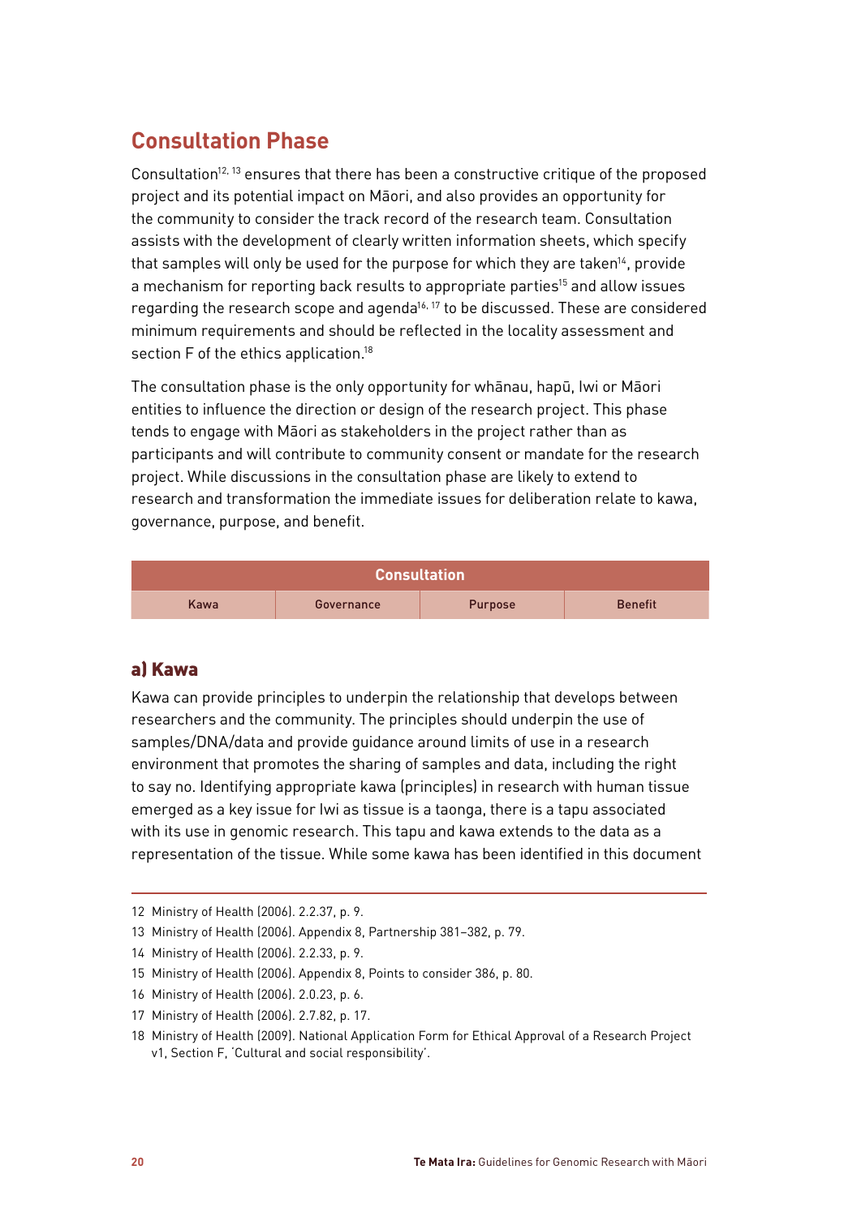## Consultation Phase

Consultation[12, 13] ensures that there has been a constructive critique of the proposed project and its potential impact on Māori, and also provides an opportunity for the community to consider the track record of the research team. Consultation assists with the development of clearly written information sheets, which specify that samples will only be used for the purpose for which they are taken[14], provide a mechanism for reporting back results to appropriate parties[15] and allow issues regarding the research scope and agenda[16, 17] to be discussed. These are considered minimum requirements and should be reflected in the locality assessment and section F of the ethics application.[18]

The consultation phase is the only opportunity for whānau, hapū, Iwi or Māori entities to influence the direction or design of the research project. This phase tends to engage with Māori as stakeholders in the project rather than as participants and will contribute to community consent or mandate for the research project. While discussions in the consultation phase are likely to extend to research and transformation the immediate issues for deliberation relate to kawa, governance, purpose, and benefit.

| Consultation | | | |
|---|---|---|---|
| Kawa | Governance | Purpose | Benefit |

### a) Kawa

Kawa can provide principles to underpin the relationship that develops between researchers and the community. The principles should underpin the use of samples/DNA/data and provide guidance around limits of use in a research environment that promotes the sharing of samples and data, including the right to say no. Identifying appropriate kawa (principles) in research with human tissue emerged as a key issue for Iwi as tissue is a taonga, there is a tapu associated with its use in genomic research. This tapu and kawa extends to the data as a representation of the tissue. While some kawa has been identified in this document

---

12 Ministry of Health (2006). 2.2.37, p. 9.

13 Ministry of Health (2006). Appendix 8, Partnership 381–382, p. 79.

14 Ministry of Health (2006). 2.2.33, p. 9.

15 Ministry of Health (2006). Appendix 8, Points to consider 386, p. 80.

16 Ministry of Health (2006). 2.0.23, p. 6.

17 Ministry of Health (2006). 2.7.82, p. 17.

18 Ministry of Health (2009). National Application Form for Ethical Approval of a Research Project v1, Section F, 'Cultural and social responsibility'.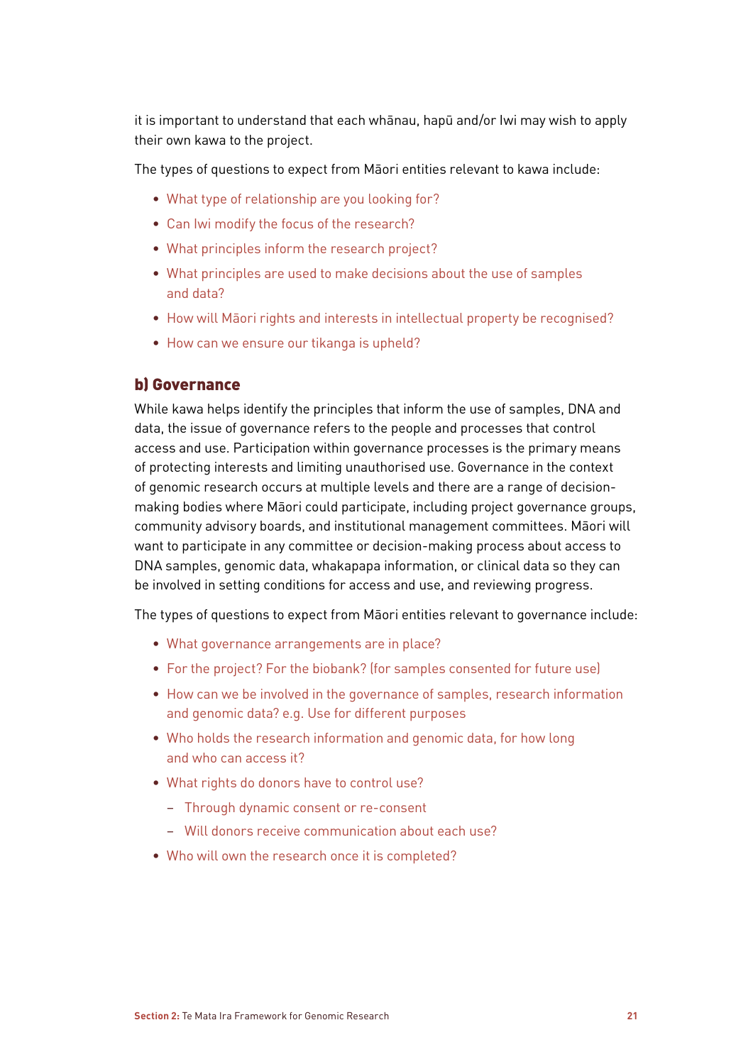it is important to understand that each whānau, hapū and/or Iwi may wish to apply their own kawa to the project.

The types of questions to expect from Māori entities relevant to kawa include:

- What type of relationship are you looking for?
- Can Iwi modify the focus of the research?
- What principles inform the research project?
- What principles are used to make decisions about the use of samples and data?
- How will Māori rights and interests in intellectual property be recognised?
- How can we ensure our tikanga is upheld?

### b) Governance

While kawa helps identify the principles that inform the use of samples, DNA and data, the issue of governance refers to the people and processes that control access and use. Participation within governance processes is the primary means of protecting interests and limiting unauthorised use. Governance in the context of genomic research occurs at multiple levels and there are a range of decision-making bodies where Māori could participate, including project governance groups, community advisory boards, and institutional management committees. Māori will want to participate in any committee or decision-making process about access to DNA samples, genomic data, whakapapa information, or clinical data so they can be involved in setting conditions for access and use, and reviewing progress.

The types of questions to expect from Māori entities relevant to governance include:

- What governance arrangements are in place?
- For the project? For the biobank? (for samples consented for future use)
- How can we be involved in the governance of samples, research information and genomic data? e.g. Use for different purposes
- Who holds the research information and genomic data, for how long and who can access it?
- What rights do donors have to control use?
  - Through dynamic consent or re-consent
  - Will donors receive communication about each use?
- Who will own the research once it is completed?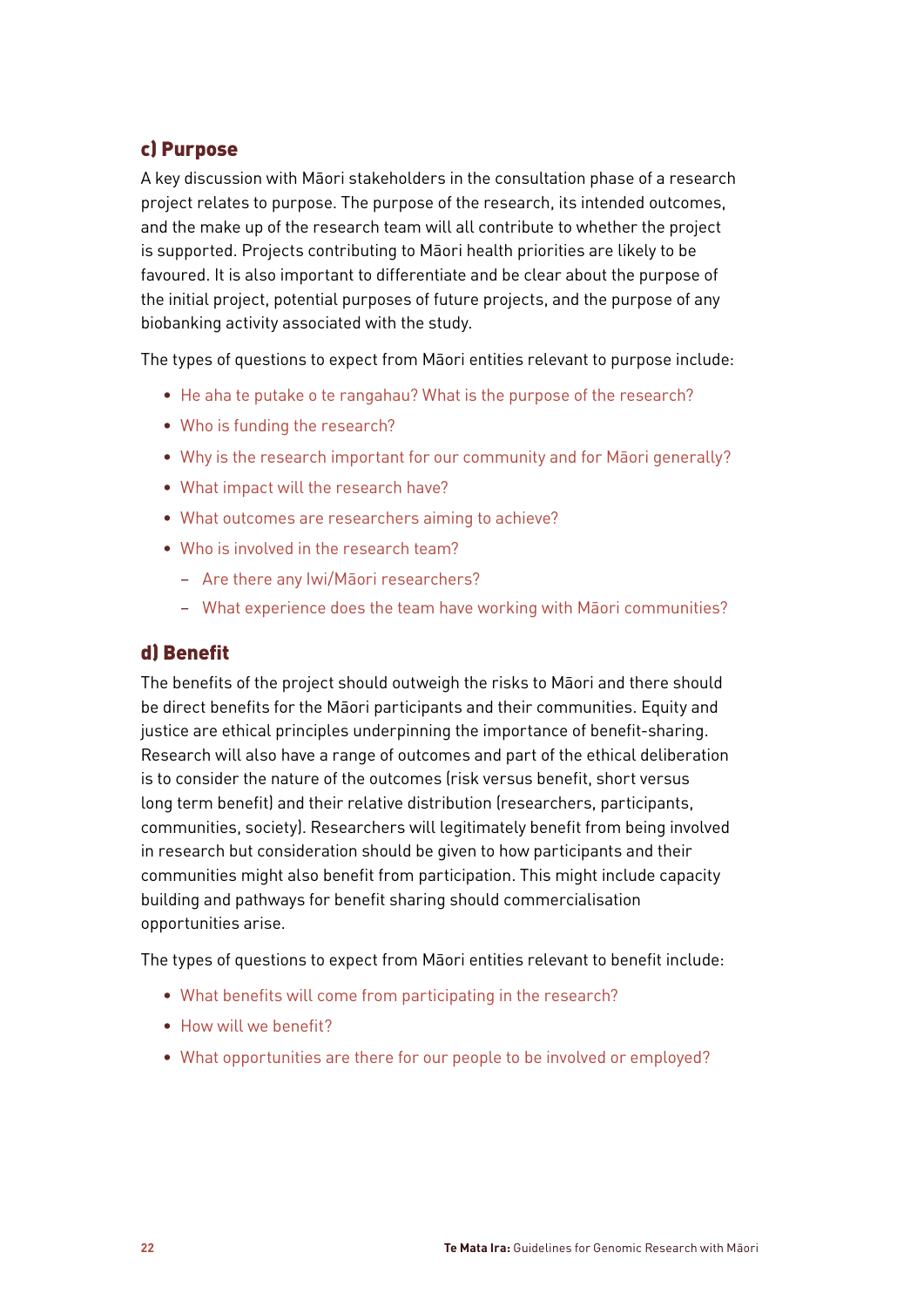### c) Purpose

A key discussion with Māori stakeholders in the consultation phase of a research project relates to purpose. The purpose of the research, its intended outcomes, and the make up of the research team will all contribute to whether the project is supported. Projects contributing to Māori health priorities are likely to be favoured. It is also important to differentiate and be clear about the purpose of the initial project, potential purposes of future projects, and the purpose of any biobanking activity associated with the study.

The types of questions to expect from Māori entities relevant to purpose include:

- He aha te putake o te rangahau? What is the purpose of the research?
- Who is funding the research?
- Why is the research important for our community and for Māori generally?
- What impact will the research have?
- What outcomes are researchers aiming to achieve?
- Who is involved in the research team?
  - Are there any Iwi/Māori researchers?
  - What experience does the team have working with Māori communities?

### d) Benefit

The benefits of the project should outweigh the risks to Māori and there should be direct benefits for the Māori participants and their communities. Equity and justice are ethical principles underpinning the importance of benefit-sharing. Research will also have a range of outcomes and part of the ethical deliberation is to consider the nature of the outcomes (risk versus benefit, short versus long term benefit) and their relative distribution (researchers, participants, communities, society). Researchers will legitimately benefit from being involved in research but consideration should be given to how participants and their communities might also benefit from participation. This might include capacity building and pathways for benefit sharing should commercialisation opportunities arise.

The types of questions to expect from Māori entities relevant to benefit include:

- What benefits will come from participating in the research?
- How will we benefit?
- What opportunities are there for our people to be involved or employed?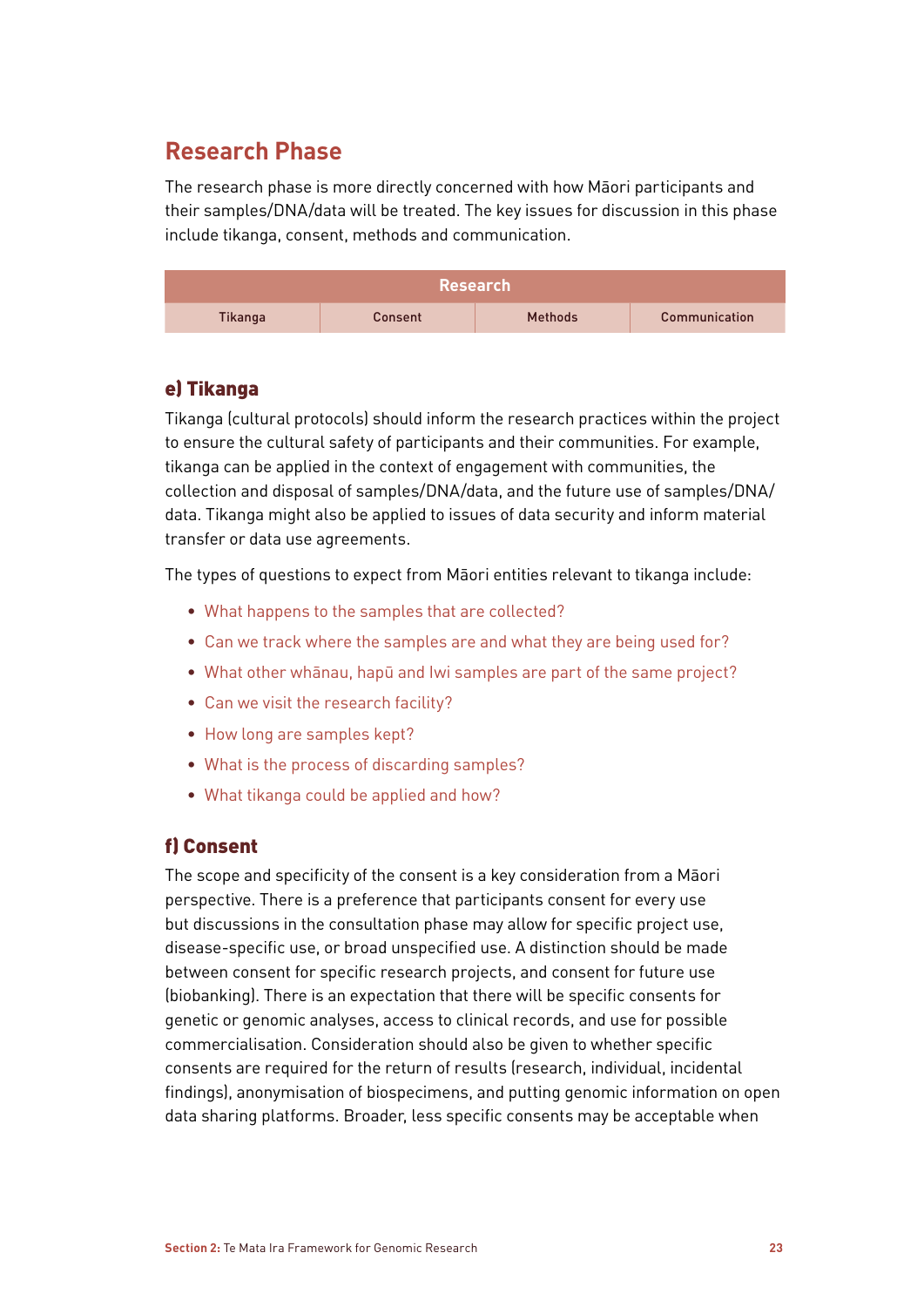## Research Phase

The research phase is more directly concerned with how Māori participants and their samples/DNA/data will be treated. The key issues for discussion in this phase include tikanga, consent, methods and communication.

| Research | | | |
|---|---|---|---|
| Tikanga | Consent | Methods | Communication |

### e) Tikanga

Tikanga (cultural protocols) should inform the research practices within the project to ensure the cultural safety of participants and their communities. For example, tikanga can be applied in the context of engagement with communities, the collection and disposal of samples/DNA/data, and the future use of samples/DNA/data. Tikanga might also be applied to issues of data security and inform material transfer or data use agreements.

The types of questions to expect from Māori entities relevant to tikanga include:

- What happens to the samples that are collected?
- Can we track where the samples are and what they are being used for?
- What other whānau, hapū and Iwi samples are part of the same project?
- Can we visit the research facility?
- How long are samples kept?
- What is the process of discarding samples?
- What tikanga could be applied and how?

### f) Consent

The scope and specificity of the consent is a key consideration from a Māori perspective. There is a preference that participants consent for every use but discussions in the consultation phase may allow for specific project use, disease-specific use, or broad unspecified use. A distinction should be made between consent for specific research projects, and consent for future use (biobanking). There is an expectation that there will be specific consents for genetic or genomic analyses, access to clinical records, and use for possible commercialisation. Consideration should also be given to whether specific consents are required for the return of results (research, individual, incidental findings), anonymisation of biospecimens, and putting genomic information on open data sharing platforms. Broader, less specific consents may be acceptable when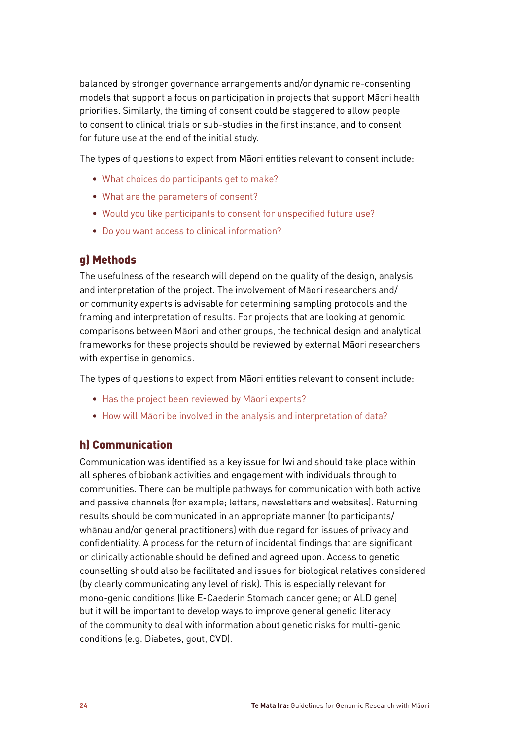balanced by stronger governance arrangements and/or dynamic re-consenting models that support a focus on participation in projects that support Māori health priorities. Similarly, the timing of consent could be staggered to allow people to consent to clinical trials or sub-studies in the first instance, and to consent for future use at the end of the initial study.

The types of questions to expect from Māori entities relevant to consent include:

- What choices do participants get to make?
- What are the parameters of consent?
- Would you like participants to consent for unspecified future use?
- Do you want access to clinical information?

### g) Methods

The usefulness of the research will depend on the quality of the design, analysis and interpretation of the project. The involvement of Māori researchers and/or community experts is advisable for determining sampling protocols and the framing and interpretation of results. For projects that are looking at genomic comparisons between Māori and other groups, the technical design and analytical frameworks for these projects should be reviewed by external Māori researchers with expertise in genomics.

The types of questions to expect from Māori entities relevant to consent include:

- Has the project been reviewed by Māori experts?
- How will Māori be involved in the analysis and interpretation of data?

### h) Communication

Communication was identified as a key issue for Iwi and should take place within all spheres of biobank activities and engagement with individuals through to communities. There can be multiple pathways for communication with both active and passive channels (for example; letters, newsletters and websites). Returning results should be communicated in an appropriate manner (to participants/whānau and/or general practitioners) with due regard for issues of privacy and confidentiality. A process for the return of incidental findings that are significant or clinically actionable should be defined and agreed upon. Access to genetic counselling should also be facilitated and issues for biological relatives considered (by clearly communicating any level of risk). This is especially relevant for mono-genic conditions (like E-Caederin Stomach cancer gene; or ALD gene) but it will be important to develop ways to improve general genetic literacy of the community to deal with information about genetic risks for multi-genic conditions (e.g. Diabetes, gout, CVD).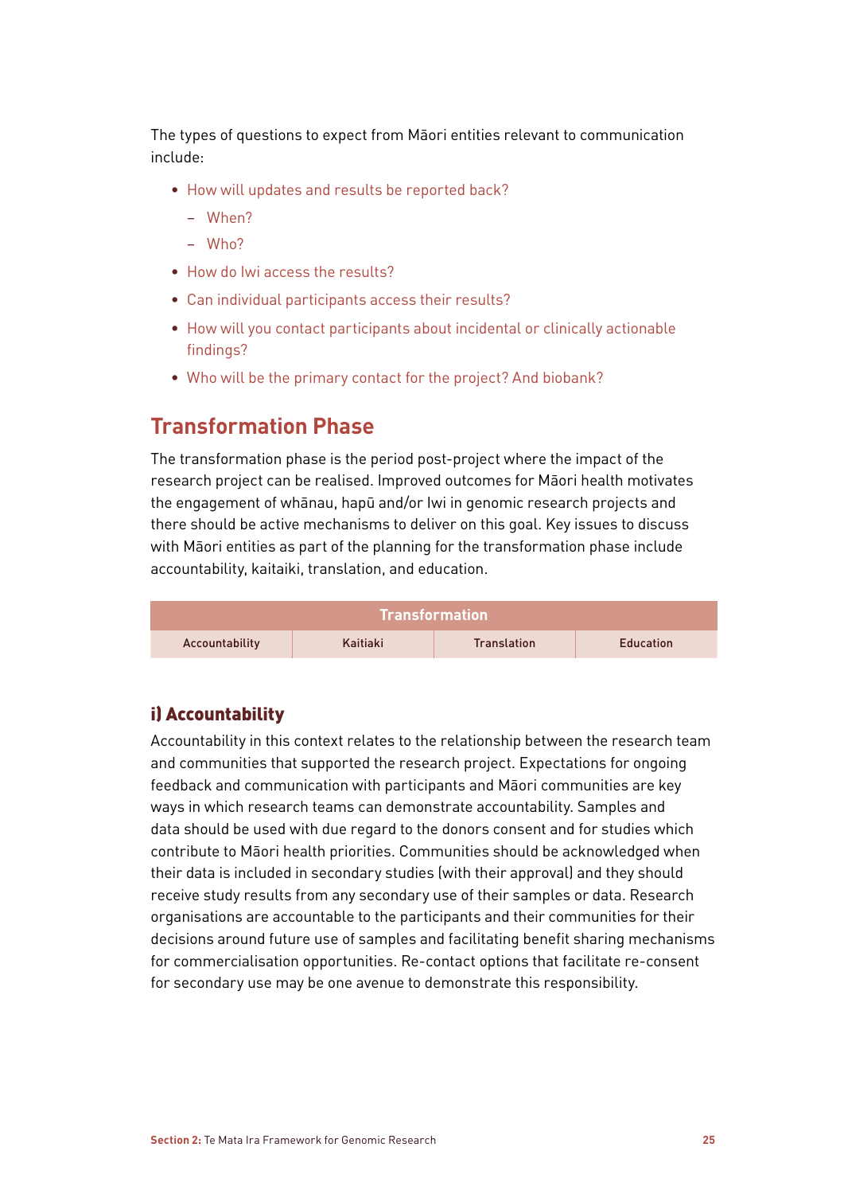The types of questions to expect from Māori entities relevant to communication include:

- How will updates and results be reported back?
  - When?
  - Who?
- How do Iwi access the results?
- Can individual participants access their results?
- How will you contact participants about incidental or clinically actionable findings?
- Who will be the primary contact for the project? And biobank?

## Transformation Phase

The transformation phase is the period post-project where the impact of the research project can be realised. Improved outcomes for Māori health motivates the engagement of whānau, hapū and/or Iwi in genomic research projects and there should be active mechanisms to deliver on this goal. Key issues to discuss with Māori entities as part of the planning for the transformation phase include accountability, kaitaiki, translation, and education.

| Transformation | | | |
|---|---|---|---|
| Accountability | Kaitiaki | Translation | Education |

### i) Accountability

Accountability in this context relates to the relationship between the research team and communities that supported the research project. Expectations for ongoing feedback and communication with participants and Māori communities are key ways in which research teams can demonstrate accountability. Samples and data should be used with due regard to the donors consent and for studies which contribute to Māori health priorities. Communities should be acknowledged when their data is included in secondary studies (with their approval) and they should receive study results from any secondary use of their samples or data. Research organisations are accountable to the participants and their communities for their decisions around future use of samples and facilitating benefit sharing mechanisms for commercialisation opportunities. Re-contact options that facilitate re-consent for secondary use may be one avenue to demonstrate this responsibility.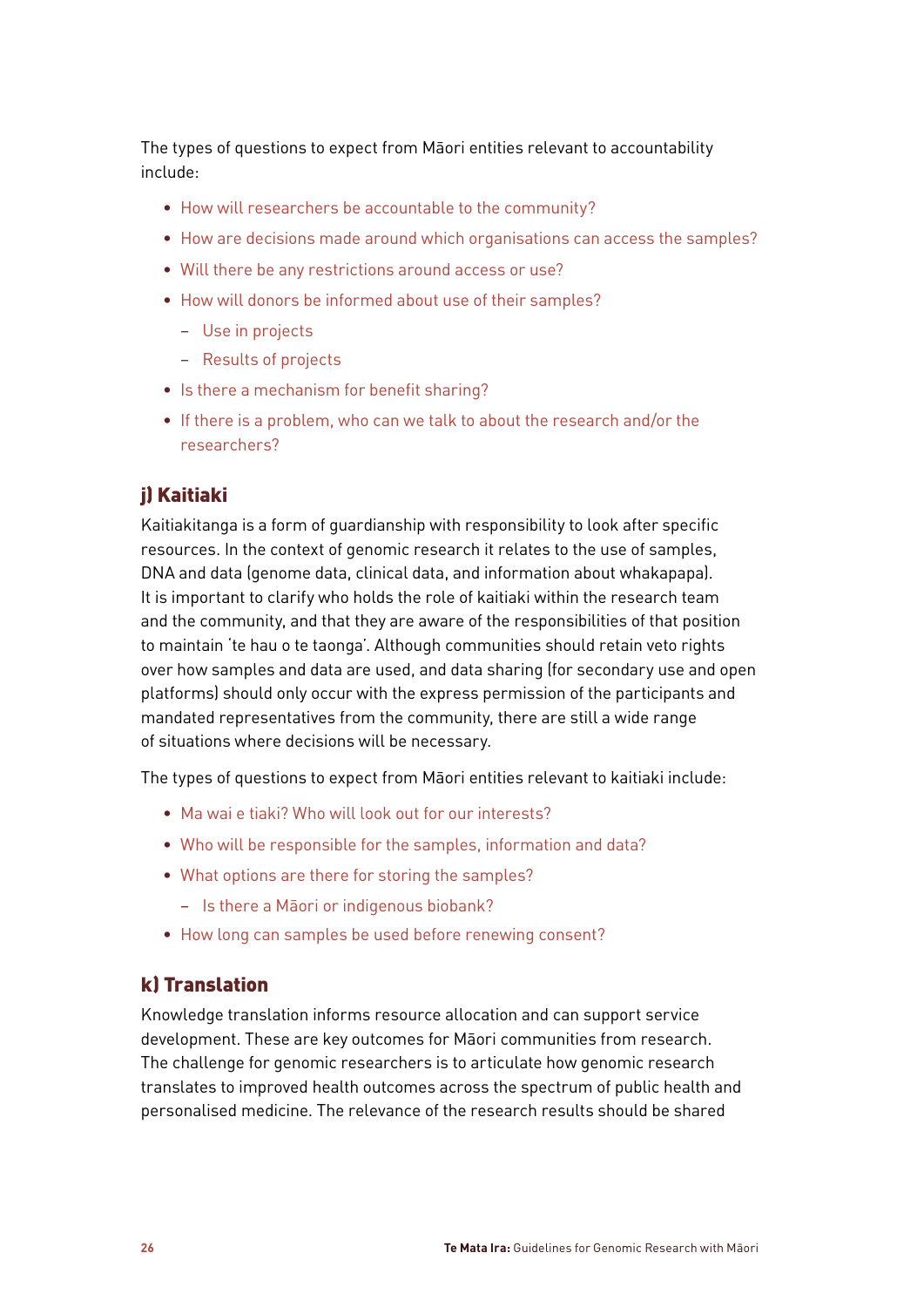The types of questions to expect from Māori entities relevant to accountability include:

- How will researchers be accountable to the community?
- How are decisions made around which organisations can access the samples?
- Will there be any restrictions around access or use?
- How will donors be informed about use of their samples?
  - Use in projects
  - Results of projects
- Is there a mechanism for benefit sharing?
- If there is a problem, who can we talk to about the research and/or the researchers?

## j) Kaitiaki

Kaitiakitanga is a form of guardianship with responsibility to look after specific resources. In the context of genomic research it relates to the use of samples, DNA and data (genome data, clinical data, and information about whakapapa). It is important to clarify who holds the role of kaitiaki within the research team and the community, and that they are aware of the responsibilities of that position to maintain 'te hau o te taonga'. Although communities should retain veto rights over how samples and data are used, and data sharing (for secondary use and open platforms) should only occur with the express permission of the participants and mandated representatives from the community, there are still a wide range of situations where decisions will be necessary.

The types of questions to expect from Māori entities relevant to kaitiaki include:

- Ma wai e tiaki? Who will look out for our interests?
- Who will be responsible for the samples, information and data?
- What options are there for storing the samples?
  - Is there a Māori or indigenous biobank?
- How long can samples be used before renewing consent?

## k) Translation

Knowledge translation informs resource allocation and can support service development. These are key outcomes for Māori communities from research. The challenge for genomic researchers is to articulate how genomic research translates to improved health outcomes across the spectrum of public health and personalised medicine. The relevance of the research results should be shared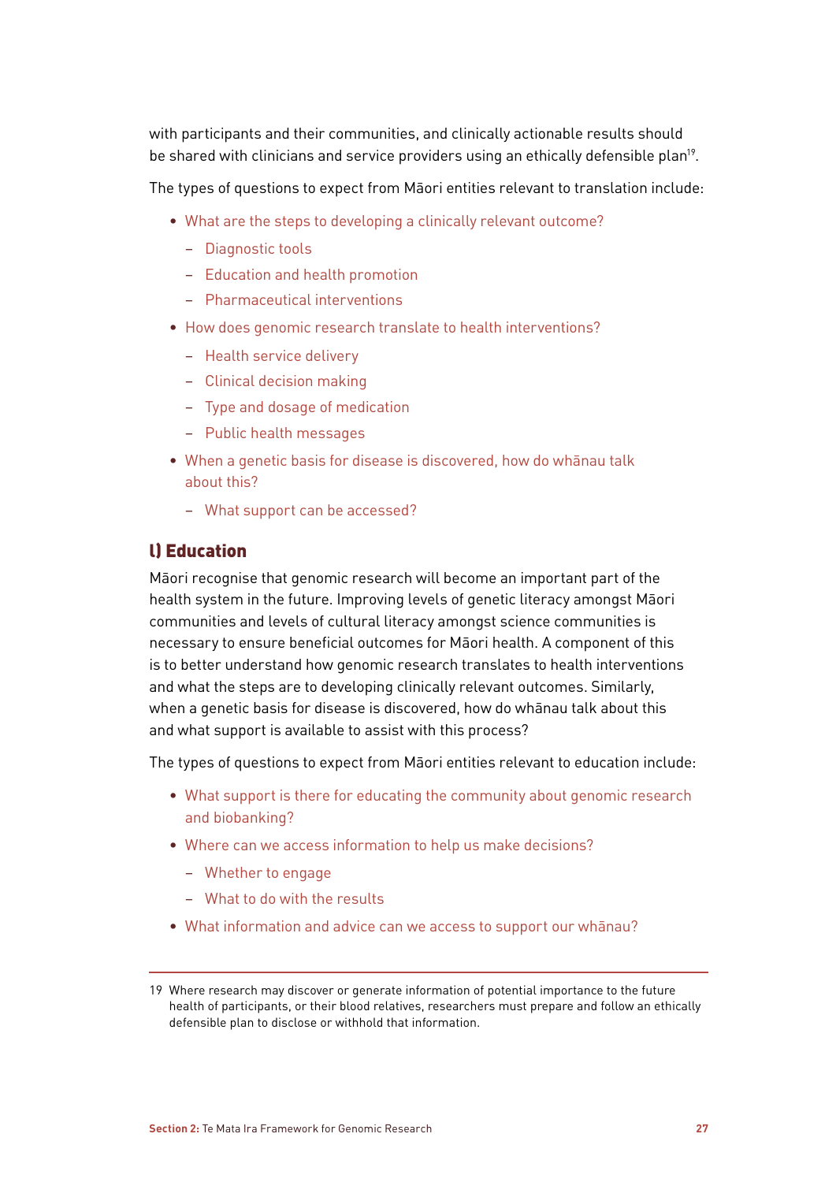with participants and their communities, and clinically actionable results should be shared with clinicians and service providers using an ethically defensible plan[19].

The types of questions to expect from Māori entities relevant to translation include:

- What are the steps to developing a clinically relevant outcome?
  - Diagnostic tools
  - Education and health promotion
  - Pharmaceutical interventions
- How does genomic research translate to health interventions?
  - Health service delivery
  - Clinical decision making
  - Type and dosage of medication
  - Public health messages
- When a genetic basis for disease is discovered, how do whānau talk about this?
  - What support can be accessed?

### l) Education

Māori recognise that genomic research will become an important part of the health system in the future. Improving levels of genetic literacy amongst Māori communities and levels of cultural literacy amongst science communities is necessary to ensure beneficial outcomes for Māori health. A component of this is to better understand how genomic research translates to health interventions and what the steps are to developing clinically relevant outcomes. Similarly, when a genetic basis for disease is discovered, how do whānau talk about this and what support is available to assist with this process?

The types of questions to expect from Māori entities relevant to education include:

- What support is there for educating the community about genomic research and biobanking?
- Where can we access information to help us make decisions?
  - Whether to engage
  - What to do with the results
- What information and advice can we access to support our whānau?

---

19 Where research may discover or generate information of potential importance to the future health of participants, or their blood relatives, researchers must prepare and follow an ethically defensible plan to disclose or withhold that information.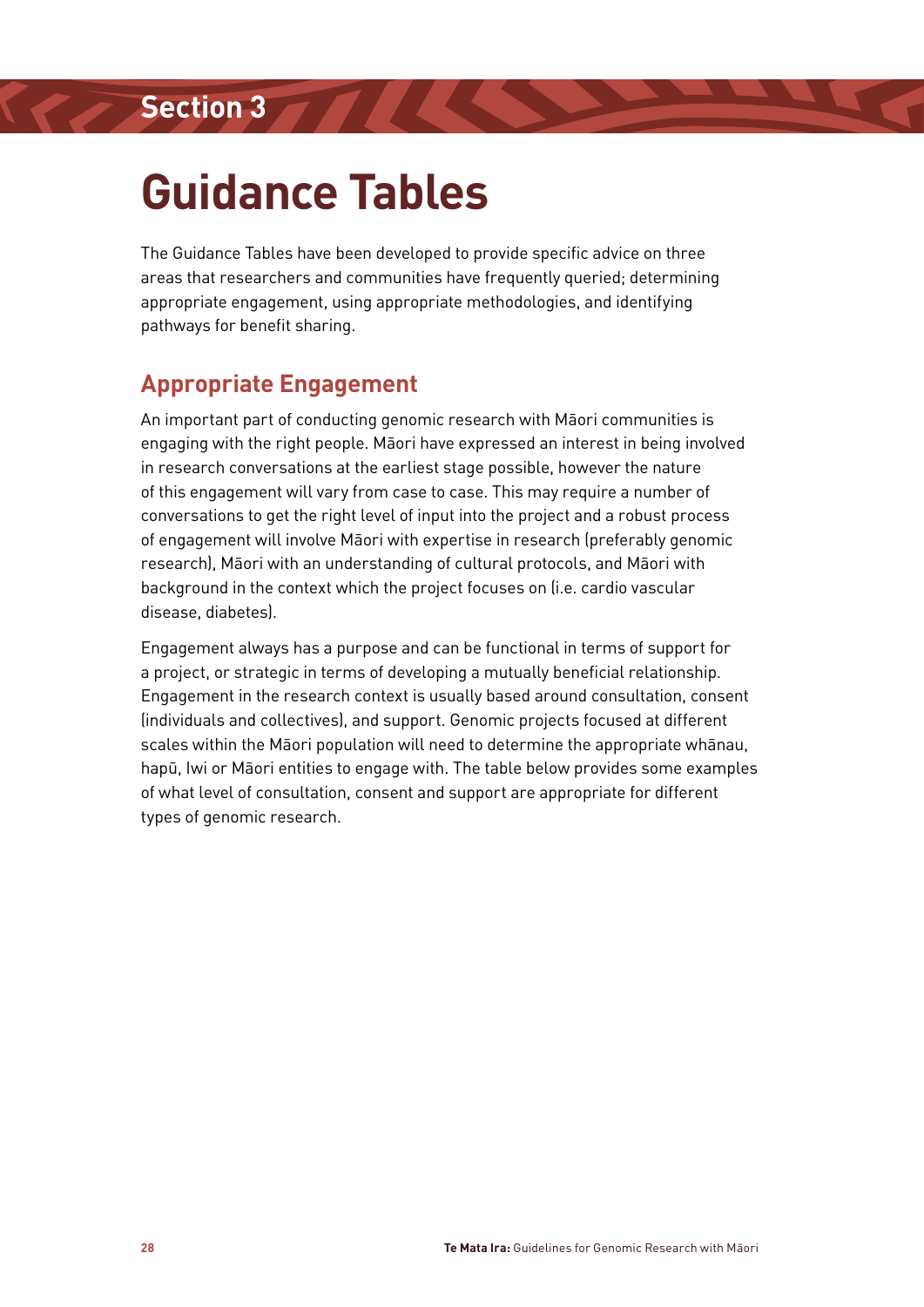## Section 3

# Guidance Tables

The Guidance Tables have been developed to provide specific advice on three areas that researchers and communities have frequently queried; determining appropriate engagement, using appropriate methodologies, and identifying pathways for benefit sharing.

## Appropriate Engagement

An important part of conducting genomic research with Māori communities is engaging with the right people. Māori have expressed an interest in being involved in research conversations at the earliest stage possible, however the nature of this engagement will vary from case to case. This may require a number of conversations to get the right level of input into the project and a robust process of engagement will involve Māori with expertise in research (preferably genomic research), Māori with an understanding of cultural protocols, and Māori with background in the context which the project focuses on (i.e. cardio vascular disease, diabetes).

Engagement always has a purpose and can be functional in terms of support for a project, or strategic in terms of developing a mutually beneficial relationship. Engagement in the research context is usually based around consultation, consent (individuals and collectives), and support. Genomic projects focused at different scales within the Māori population will need to determine the appropriate whānau, hapū, Iwi or Māori entities to engage with. The table below provides some examples of what level of consultation, consent and support are appropriate for different types of genomic research.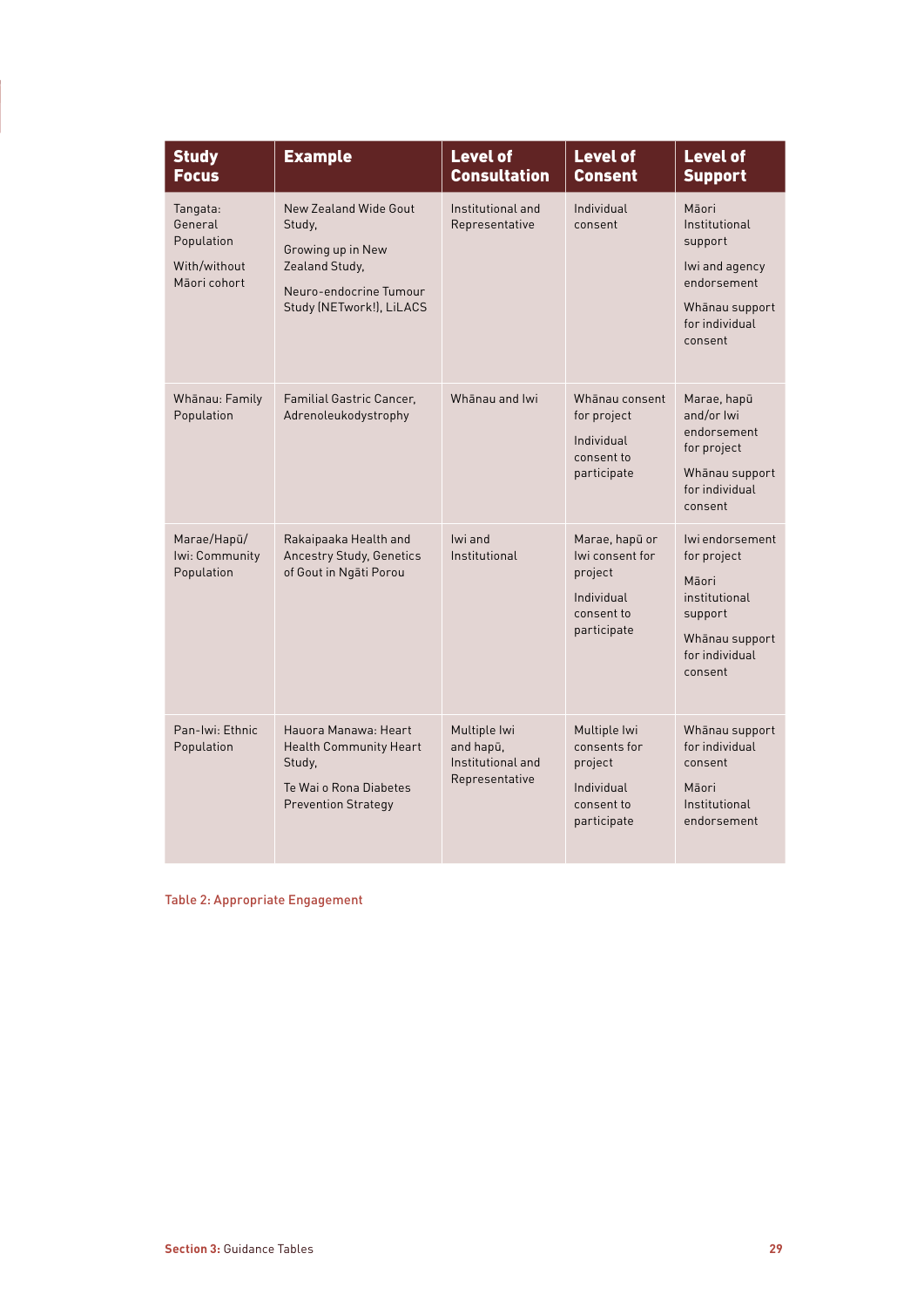| Study Focus | Example | Level of Consultation | Level of Consent | Level of Support |
|---|---|---|---|---|
| Tangata: General Population<br><br>With/without Māori cohort | New Zealand Wide Gout Study,<br><br>Growing up in New Zealand Study,<br><br>Neuro-endocrine Tumour Study (NETwork!), LiLACS | Institutional and Representative | Individual consent | Māori Institutional support<br><br>Iwi and agency endorsement<br><br>Whānau support for individual consent |
| Whānau: Family Population | Familial Gastric Cancer, Adrenoleukodystrophy | Whānau and Iwi | Whānau consent for project<br><br>Individual consent to participate | Marae, hapū and/or Iwi endorsement for project<br><br>Whānau support for individual consent |
| Marae/Hapū/ Iwi: Community Population | Rakaipaaka Health and Ancestry Study, Genetics of Gout in Ngāti Porou | Iwi and Institutional | Marae, hapū or Iwi consent for project<br><br>Individual consent to participate | Iwi endorsement for project<br><br>Māori institutional support<br><br>Whānau support for individual consent |
| Pan-Iwi: Ethnic Population | Hauora Manawa: Heart Health Community Heart Study,<br><br>Te Wai o Rona Diabetes Prevention Strategy | Multiple Iwi and hapū, Institutional and Representative | Multiple Iwi consents for project<br><br>Individual consent to participate | Whānau support for individual consent<br><br>Māori Institutional endorsement |

Table 2: Appropriate Engagement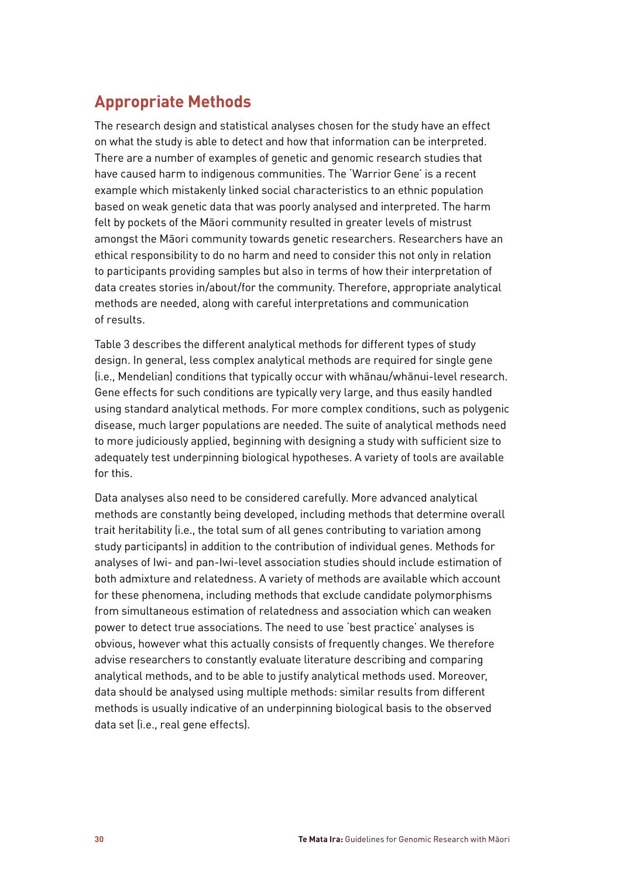## Appropriate Methods

The research design and statistical analyses chosen for the study have an effect on what the study is able to detect and how that information can be interpreted. There are a number of examples of genetic and genomic research studies that have caused harm to indigenous communities. The 'Warrior Gene' is a recent example which mistakenly linked social characteristics to an ethnic population based on weak genetic data that was poorly analysed and interpreted. The harm felt by pockets of the Māori community resulted in greater levels of mistrust amongst the Māori community towards genetic researchers. Researchers have an ethical responsibility to do no harm and need to consider this not only in relation to participants providing samples but also in terms of how their interpretation of data creates stories in/about/for the community. Therefore, appropriate analytical methods are needed, along with careful interpretations and communication of results.

Table 3 describes the different analytical methods for different types of study design. In general, less complex analytical methods are required for single gene (i.e., Mendelian) conditions that typically occur with whānau/whānui-level research. Gene effects for such conditions are typically very large, and thus easily handled using standard analytical methods. For more complex conditions, such as polygenic disease, much larger populations are needed. The suite of analytical methods need to more judiciously applied, beginning with designing a study with sufficient size to adequately test underpinning biological hypotheses. A variety of tools are available for this.

Data analyses also need to be considered carefully. More advanced analytical methods are constantly being developed, including methods that determine overall trait heritability (i.e., the total sum of all genes contributing to variation among study participants) in addition to the contribution of individual genes. Methods for analyses of Iwi- and pan-Iwi-level association studies should include estimation of both admixture and relatedness. A variety of methods are available which account for these phenomena, including methods that exclude candidate polymorphisms from simultaneous estimation of relatedness and association which can weaken power to detect true associations. The need to use 'best practice' analyses is obvious, however what this actually consists of frequently changes. We therefore advise researchers to constantly evaluate literature describing and comparing analytical methods, and to be able to justify analytical methods used. Moreover, data should be analysed using multiple methods: similar results from different methods is usually indicative of an underpinning biological basis to the observed data set (i.e., real gene effects).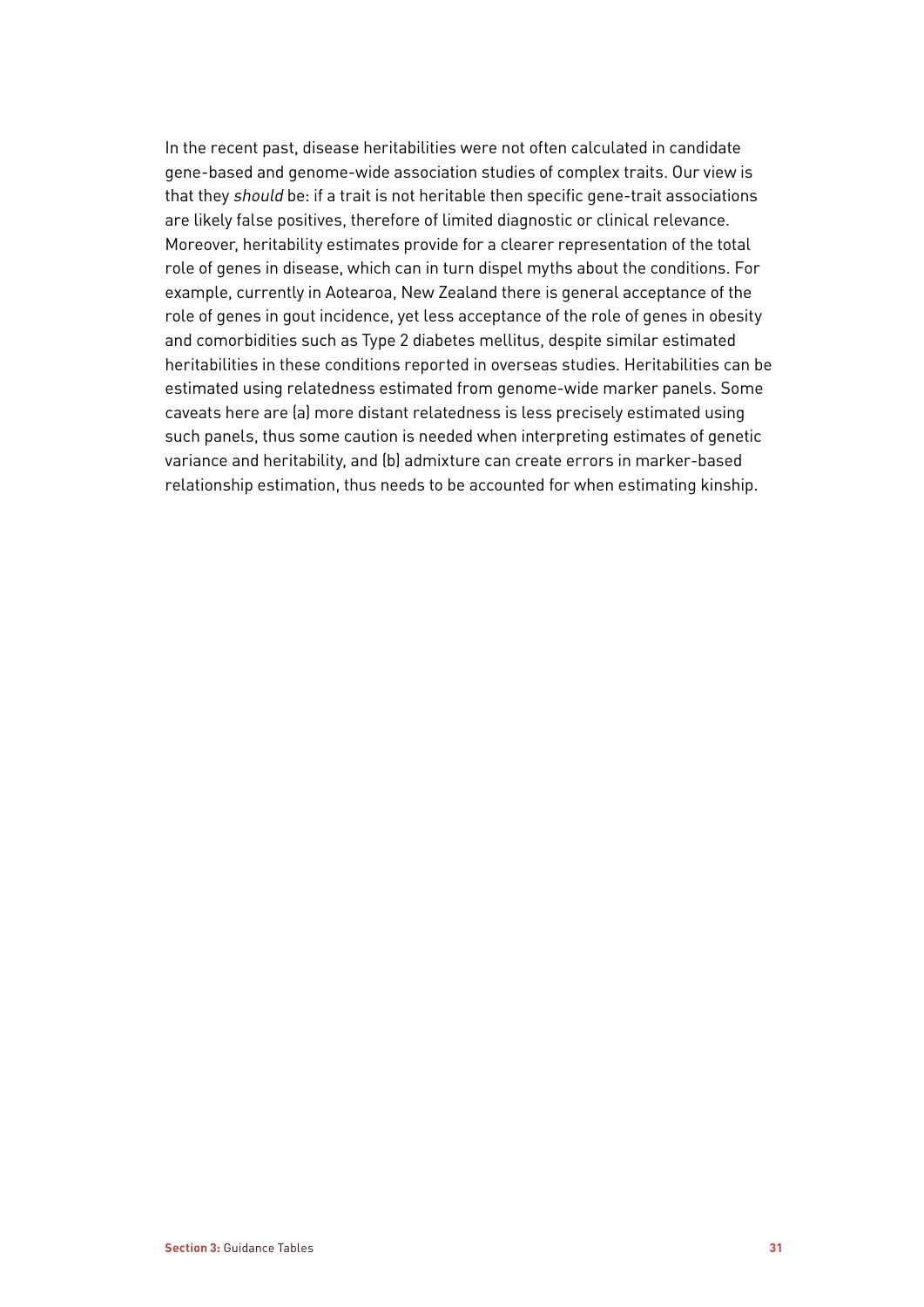In the recent past, disease heritabilities were not often calculated in candidate gene-based and genome-wide association studies of complex traits. Our view is that they *should* be: if a trait is not heritable then specific gene-trait associations are likely false positives, therefore of limited diagnostic or clinical relevance. Moreover, heritability estimates provide for a clearer representation of the total role of genes in disease, which can in turn dispel myths about the conditions. For example, currently in Aotearoa, New Zealand there is general acceptance of the role of genes in gout incidence, yet less acceptance of the role of genes in obesity and comorbidities such as Type 2 diabetes mellitus, despite similar estimated heritabilities in these conditions reported in overseas studies. Heritabilities can be estimated using relatedness estimated from genome-wide marker panels. Some caveats here are (a) more distant relatedness is less precisely estimated using such panels, thus some caution is needed when interpreting estimates of genetic variance and heritability, and (b) admixture can create errors in marker-based relationship estimation, thus needs to be accounted for when estimating kinship.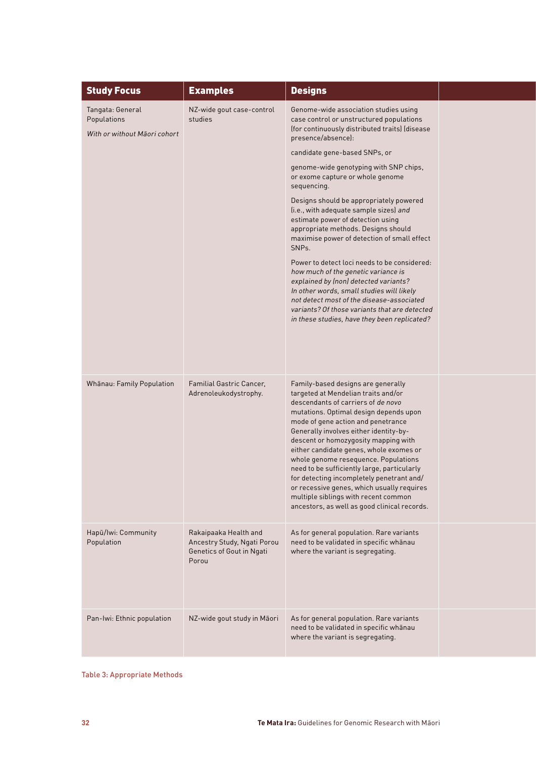| Study Focus | Examples | Designs | |
|---|---|---|---|
| Tangata: General Populations<br><br>*With or without Māori cohort* | NZ-wide gout case-control studies | Genome-wide association studies using case control or unstructured populations (for continuously distributed traits) (disease presence/absence):<br><br>candidate gene-based SNPs, or<br><br>genome-wide genotyping with SNP chips, or exome capture or whole genome sequencing.<br><br>Designs should be appropriately powered (i.e., with adequate sample sizes) *and* estimate power of detection using appropriate methods. Designs should maximise power of detection of small effect SNPs.<br><br>Power to detect loci needs to be considered: *how much of the genetic variance is explained by (non) detected variants? In other words, small studies will likely not detect most of the disease-associated variants? Of those variants that are detected in these studies, have they been replicated?* | |
| Whānau: Family Population | Familial Gastric Cancer, Adrenoleukodystrophy. | Family-based designs are generally targeted at Mendelian traits and/or descendants of carriers of *de novo* mutations. Optimal design depends upon mode of gene action and penetrance Generally involves either identity-by-descent or homozygosity mapping with either candidate genes, whole exomes or whole genome resequence. Populations need to be sufficiently large, particularly for detecting incompletely penetrant and/or recessive genes, which usually requires multiple siblings with recent common ancestors, as well as good clinical records. | |
| Hapū/Iwi: Community Population | Rakaipaaka Health and Ancestry Study, Ngati Porou Genetics of Gout in Ngati Porou | As for general population. Rare variants need to be validated in specific whānau where the variant is segregating. | |
| Pan-Iwi: Ethnic population | NZ-wide gout study in Māori | As for general population. Rare variants need to be validated in specific whānau where the variant is segregating. | |

Table 3: Appropriate Methods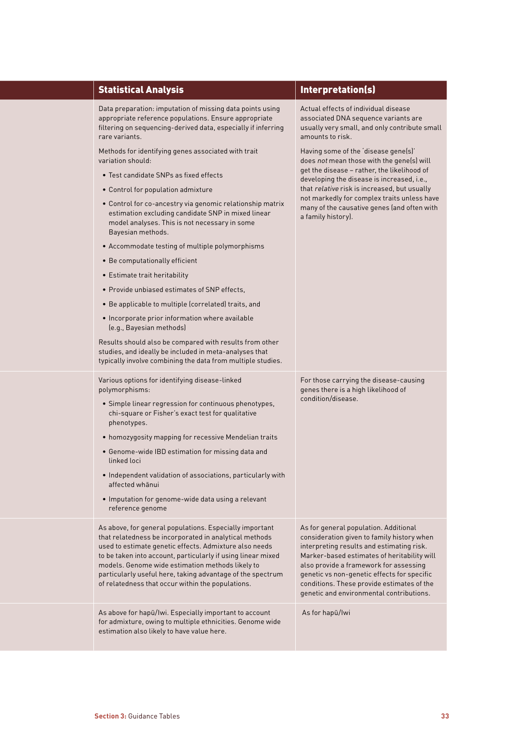| | Statistical Analysis | Interpretation(s) |
|---|---|---|
| | Data preparation: imputation of missing data points using appropriate reference populations. Ensure appropriate filtering on sequencing-derived data, especially if inferring rare variants.<br><br>Methods for identifying genes associated with trait variation should:<br>• Test candidate SNPs as fixed effects<br>• Control for population admixture<br>• Control for co-ancestry via genomic relationship matrix estimation excluding candidate SNP in mixed linear model analyses. This is not necessary in some Bayesian methods.<br>• Accommodate testing of multiple polymorphisms<br>• Be computationally efficient<br>• Estimate trait heritability<br>• Provide unbiased estimates of SNP effects,<br>• Be applicable to multiple (correlated) traits, and<br>• Incorporate prior information where available (e.g., Bayesian methods)<br><br>Results should also be compared with results from other studies, and ideally be included in meta-analyses that typically involve combining the data from multiple studies. | Actual effects of individual disease associated DNA sequence variants are usually very small, and only contribute small amounts to risk.<br><br>Having some of the 'disease gene(s)' does *not* mean those with the gene(s) will get the disease – rather, the likelihood of developing the disease is increased, i.e., that *relative* risk is increased, but usually not markedly for complex traits unless have many of the causative genes (and often with a family history). |
| | Various options for identifying disease-linked polymorphisms:<br>• Simple linear regression for continuous phenotypes, chi-square or Fisher's exact test for qualitative phenotypes.<br>• homozygosity mapping for recessive Mendelian traits<br>• Genome-wide IBD estimation for missing data and linked loci<br>• Independent validation of associations, particularly with affected whānui<br>• Imputation for genome-wide data using a relevant reference genome | For those carrying the disease-causing genes there is a high likelihood of condition/disease. |
| | As above, for general populations. Especially important that relatedness be incorporated in analytical methods used to estimate genetic effects. Admixture also needs to be taken into account, particularly if using linear mixed models. Genome wide estimation methods likely to particularly useful here, taking advantage of the spectrum of relatedness that occur within the populations. | As for general population. Additional consideration given to family history when interpreting results and estimating risk. Marker-based estimates of heritability will also provide a framework for assessing genetic vs non-genetic effects for specific conditions. These provide estimates of the genetic and environmental contributions. |
| | As above for hapū/Iwi. Especially important to account for admixture, owing to multiple ethnicities. Genome wide estimation also likely to have value here. | As for hapū/Iwi |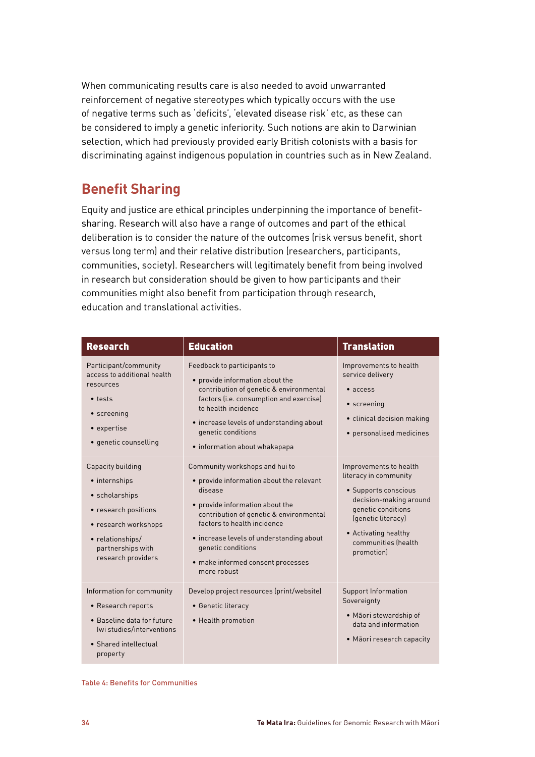When communicating results care is also needed to avoid unwarranted reinforcement of negative stereotypes which typically occurs with the use of negative terms such as 'deficits', 'elevated disease risk' etc, as these can be considered to imply a genetic inferiority. Such notions are akin to Darwinian selection, which had previously provided early British colonists with a basis for discriminating against indigenous population in countries such as in New Zealand.

## Benefit Sharing

Equity and justice are ethical principles underpinning the importance of benefit-sharing. Research will also have a range of outcomes and part of the ethical deliberation is to consider the nature of the outcomes (risk versus benefit, short versus long term) and their relative distribution (researchers, participants, communities, society). Researchers will legitimately benefit from being involved in research but consideration should be given to how participants and their communities might also benefit from participation through research, education and translational activities.

| Research | Education | Translation |
|---|---|---|
| Participant/community access to additional health resources<br>• tests<br>• screening<br>• expertise<br>• genetic counselling | Feedback to participants to<br>• provide information about the contribution of genetic & environmental factors (i.e. consumption and exercise) to health incidence<br>• increase levels of understanding about genetic conditions<br>• information about whakapapa | Improvements to health service delivery<br>• access<br>• screening<br>• clinical decision making<br>• personalised medicines |
| Capacity building<br>• internships<br>• scholarships<br>• research positions<br>• research workshops<br>• relationships/ partnerships with research providers | Community workshops and hui to<br>• provide information about the relevant disease<br>• provide information about the contribution of genetic & environmental factors to health incidence<br>• increase levels of understanding about genetic conditions<br>• make informed consent processes more robust | Improvements to health literacy in community<br>• Supports conscious decision-making around genetic conditions (genetic literacy)<br>• Activating healthy communities (health promotion) |
| Information for community<br>• Research reports<br>• Baseline data for future Iwi studies/interventions<br>• Shared intellectual property | Develop project resources (print/website)<br>• Genetic literacy<br>• Health promotion | Support Information Sovereignty<br>• Māori stewardship of data and information<br>• Māori research capacity |

Table 4: Benefits for Communities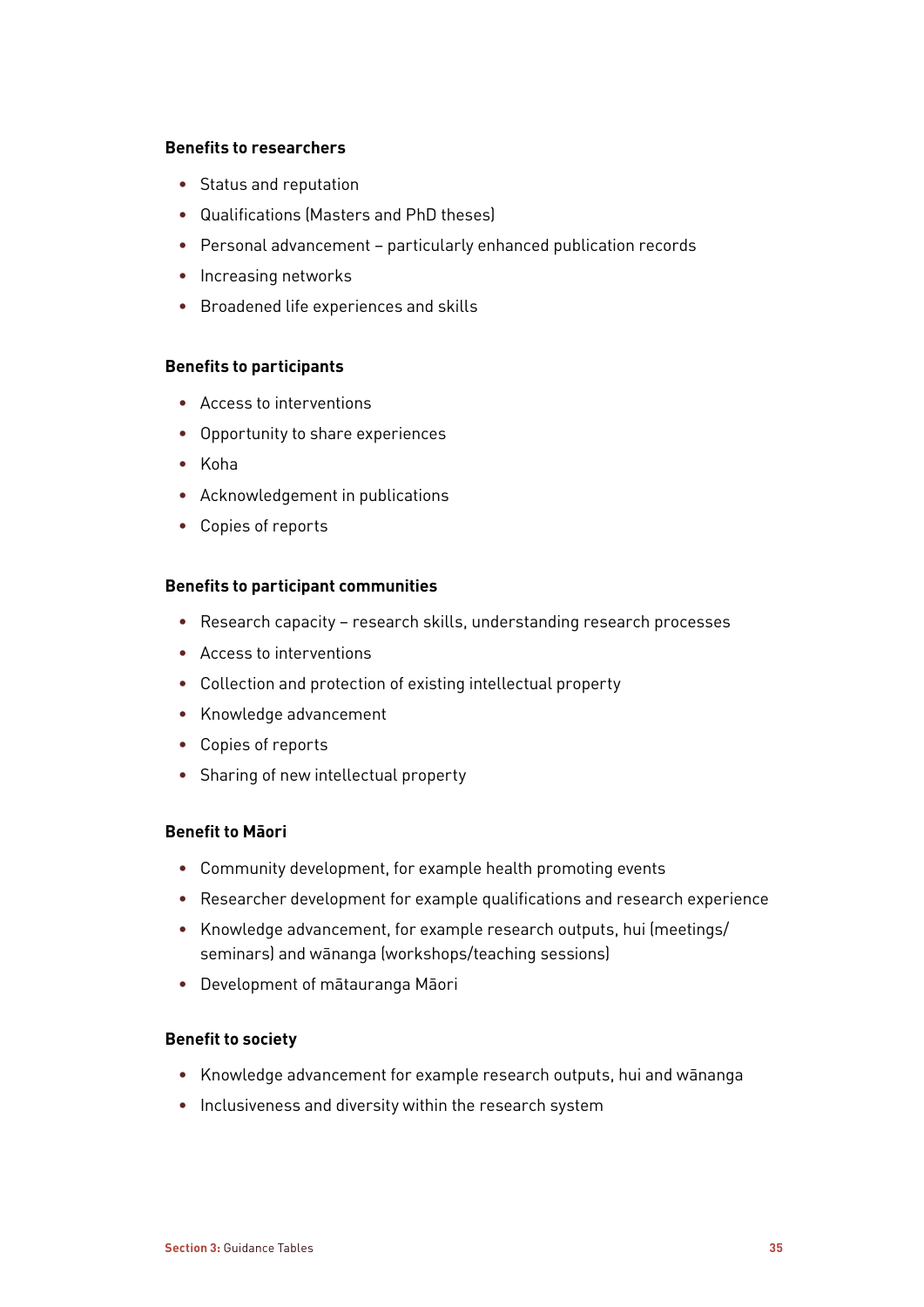**Benefits to researchers**

- Status and reputation
- Qualifications (Masters and PhD theses)
- Personal advancement – particularly enhanced publication records
- Increasing networks
- Broadened life experiences and skills

**Benefits to participants**

- Access to interventions
- Opportunity to share experiences
- Koha
- Acknowledgement in publications
- Copies of reports

**Benefits to participant communities**

- Research capacity – research skills, understanding research processes
- Access to interventions
- Collection and protection of existing intellectual property
- Knowledge advancement
- Copies of reports
- Sharing of new intellectual property

**Benefit to Māori**

- Community development, for example health promoting events
- Researcher development for example qualifications and research experience
- Knowledge advancement, for example research outputs, hui (meetings/seminars) and wānanga (workshops/teaching sessions)
- Development of mātauranga Māori

**Benefit to society**

- Knowledge advancement for example research outputs, hui and wānanga
- Inclusiveness and diversity within the research system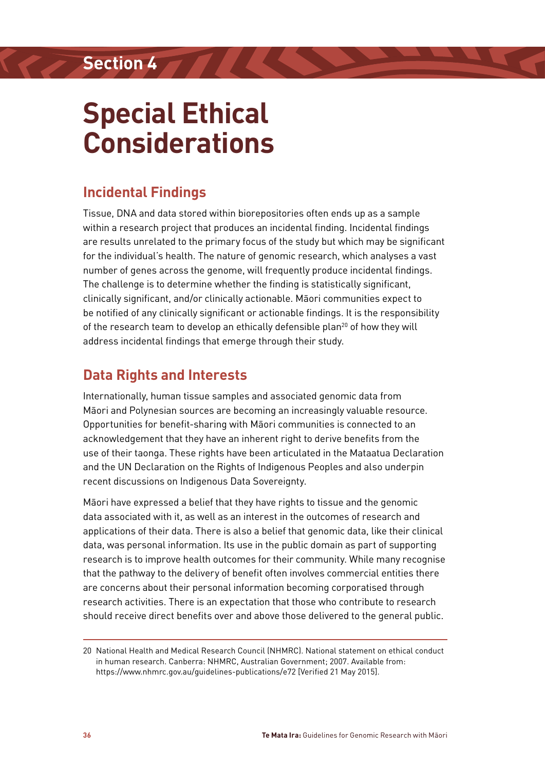## Section 4

# Special Ethical Considerations

## Incidental Findings

Tissue, DNA and data stored within biorepositories often ends up as a sample within a research project that produces an incidental finding. Incidental findings are results unrelated to the primary focus of the study but which may be significant for the individual's health. The nature of genomic research, which analyses a vast number of genes across the genome, will frequently produce incidental findings. The challenge is to determine whether the finding is statistically significant, clinically significant, and/or clinically actionable. Māori communities expect to be notified of any clinically significant or actionable findings. It is the responsibility of the research team to develop an ethically defensible plan[20] of how they will address incidental findings that emerge through their study.

## Data Rights and Interests

Internationally, human tissue samples and associated genomic data from Māori and Polynesian sources are becoming an increasingly valuable resource. Opportunities for benefit-sharing with Māori communities is connected to an acknowledgement that they have an inherent right to derive benefits from the use of their taonga. These rights have been articulated in the Mataatua Declaration and the UN Declaration on the Rights of Indigenous Peoples and also underpin recent discussions on Indigenous Data Sovereignty.

Māori have expressed a belief that they have rights to tissue and the genomic data associated with it, as well as an interest in the outcomes of research and applications of their data. There is also a belief that genomic data, like their clinical data, was personal information. Its use in the public domain as part of supporting research is to improve health outcomes for their community. While many recognise that the pathway to the delivery of benefit often involves commercial entities there are concerns about their personal information becoming corporatised through research activities. There is an expectation that those who contribute to research should receive direct benefits over and above those delivered to the general public.

---

20 National Health and Medical Research Council (NHMRC). National statement on ethical conduct in human research. Canberra: NHMRC, Australian Government; 2007. Available from: https://www.nhmrc.gov.au/guidelines-publications/e72 [Verified 21 May 2015].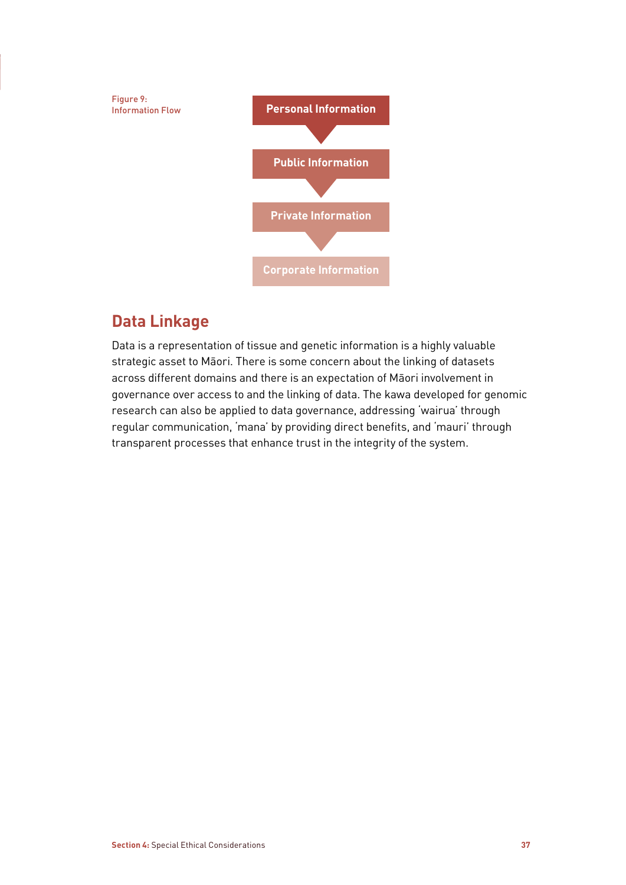Figure 9:
Information Flow

Personal Information

Public Information

Private Information

Corporate Information

## Data Linkage

Data is a representation of tissue and genetic information is a highly valuable strategic asset to Māori. There is some concern about the linking of datasets across different domains and there is an expectation of Māori involvement in governance over access to and the linking of data. The kawa developed for genomic research can also be applied to data governance, addressing 'wairua' through regular communication, 'mana' by providing direct benefits, and 'mauri' through transparent processes that enhance trust in the integrity of the system.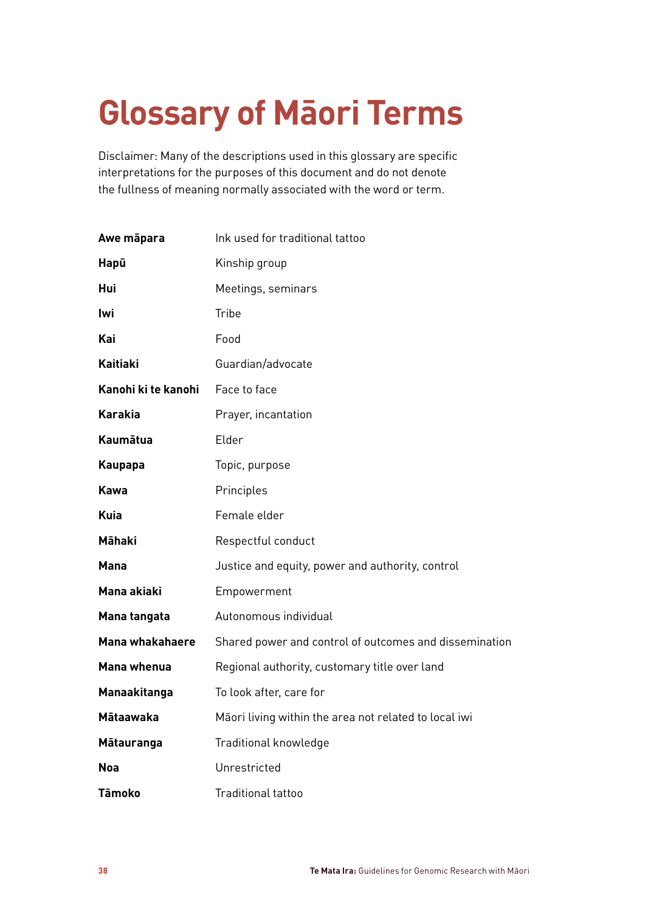# Glossary of Māori Terms

Disclaimer: Many of the descriptions used in this glossary are specific interpretations for the purposes of this document and do not denote the fullness of meaning normally associated with the word or term.

| | |
|---|---|
| **Awe māpara** | Ink used for traditional tattoo |
| **Hapū** | Kinship group |
| **Hui** | Meetings, seminars |
| **Iwi** | Tribe |
| **Kai** | Food |
| **Kaitiaki** | Guardian/advocate |
| **Kanohi ki te kanohi** | Face to face |
| **Karakia** | Prayer, incantation |
| **Kaumātua** | Elder |
| **Kaupapa** | Topic, purpose |
| **Kawa** | Principles |
| **Kuia** | Female elder |
| **Māhaki** | Respectful conduct |
| **Mana** | Justice and equity, power and authority, control |
| **Mana akiaki** | Empowerment |
| **Mana tangata** | Autonomous individual |
| **Mana whakahaere** | Shared power and control of outcomes and dissemination |
| **Mana whenua** | Regional authority, customary title over land |
| **Manaakitanga** | To look after, care for |
| **Mātaawaka** | Māori living within the area not related to local iwi |
| **Mātauranga** | Traditional knowledge |
| **Noa** | Unrestricted |
| **Tāmoko** | Traditional tattoo |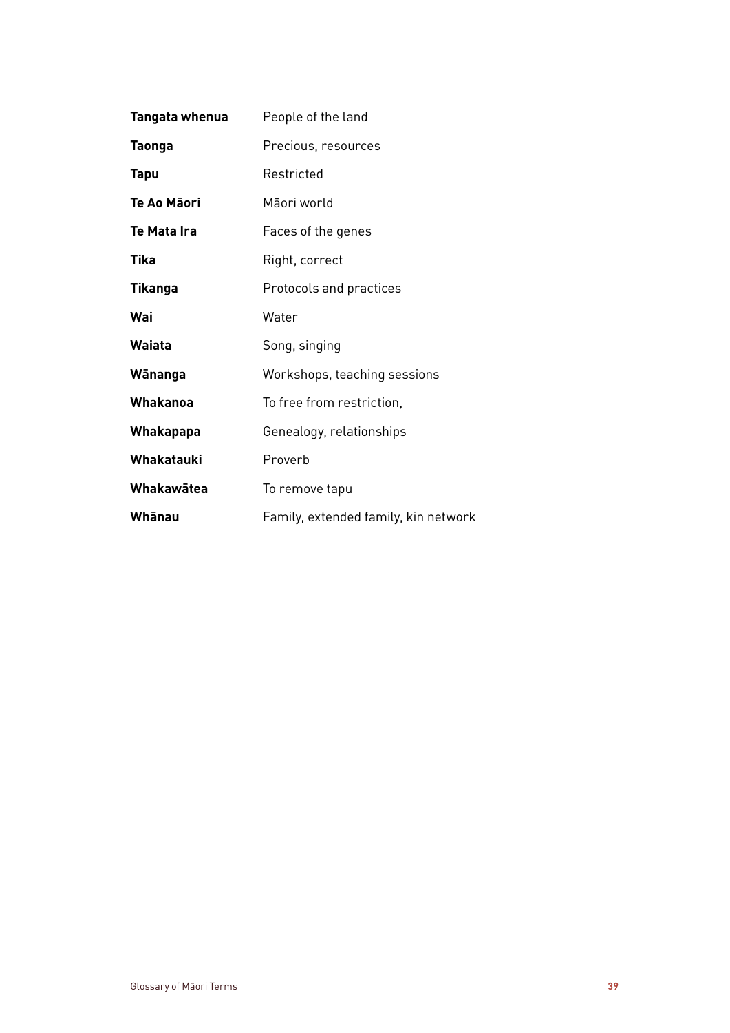| | |
|---|---|
| **Tangata whenua** | People of the land |
| **Taonga** | Precious, resources |
| **Tapu** | Restricted |
| **Te Ao Māori** | Māori world |
| **Te Mata Ira** | Faces of the genes |
| **Tika** | Right, correct |
| **Tikanga** | Protocols and practices |
| **Wai** | Water |
| **Waiata** | Song, singing |
| **Wānanga** | Workshops, teaching sessions |
| **Whakanoa** | To free from restriction, |
| **Whakapapa** | Genealogy, relationships |
| **Whakatauki** | Proverb |
| **Whakawātea** | To remove tapu |
| **Whānau** | Family, extended family, kin network |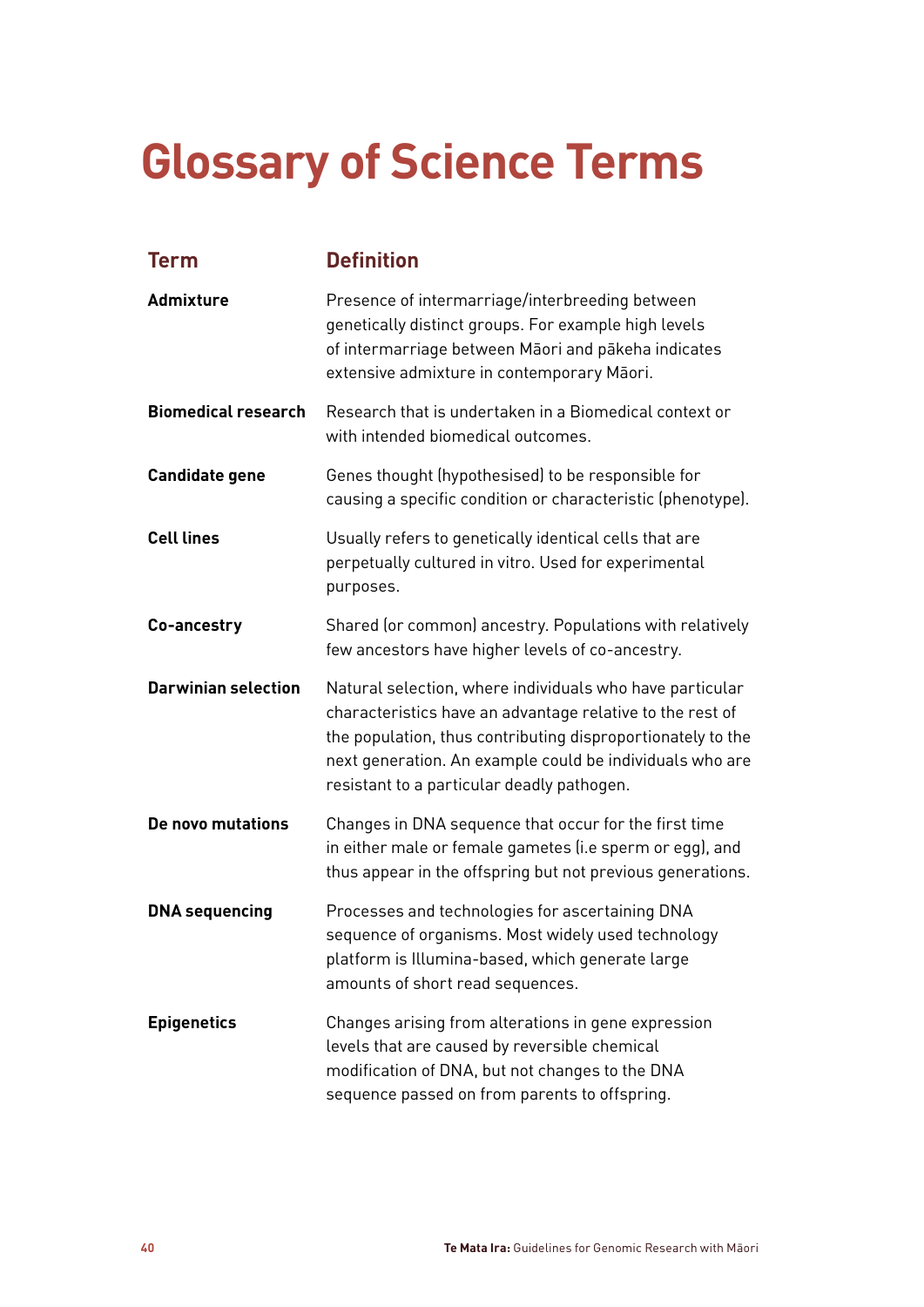# Glossary of Science Terms

| Term | Definition |
|---|---|
| **Admixture** | Presence of intermarriage/interbreeding between genetically distinct groups. For example high levels of intermarriage between Māori and pākeha indicates extensive admixture in contemporary Māori. |
| **Biomedical research** | Research that is undertaken in a Biomedical context or with intended biomedical outcomes. |
| **Candidate gene** | Genes thought (hypothesised) to be responsible for causing a specific condition or characteristic (phenotype). |
| **Cell lines** | Usually refers to genetically identical cells that are perpetually cultured in vitro. Used for experimental purposes. |
| **Co-ancestry** | Shared (or common) ancestry. Populations with relatively few ancestors have higher levels of co-ancestry. |
| **Darwinian selection** | Natural selection, where individuals who have particular characteristics have an advantage relative to the rest of the population, thus contributing disproportionately to the next generation. An example could be individuals who are resistant to a particular deadly pathogen. |
| **De novo mutations** | Changes in DNA sequence that occur for the first time in either male or female gametes (i.e sperm or egg), and thus appear in the offspring but not previous generations. |
| **DNA sequencing** | Processes and technologies for ascertaining DNA sequence of organisms. Most widely used technology platform is Illumina-based, which generate large amounts of short read sequences. |
| **Epigenetics** | Changes arising from alterations in gene expression levels that are caused by reversible chemical modification of DNA, but not changes to the DNA sequence passed on from parents to offspring. |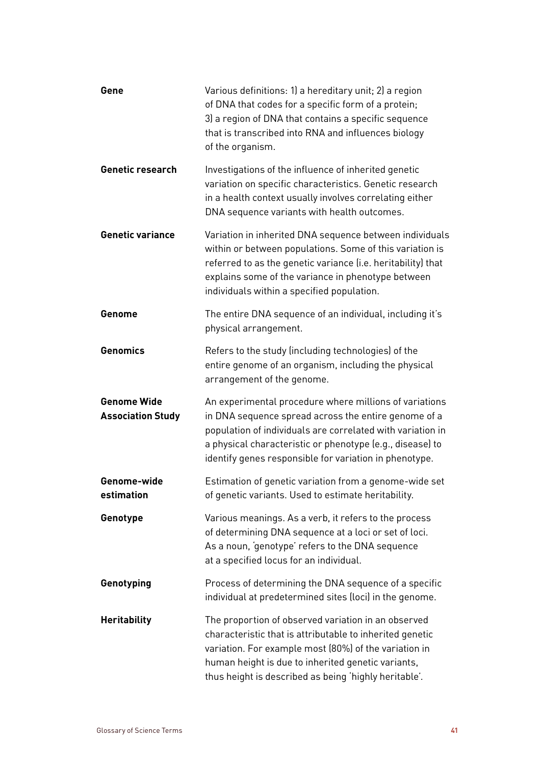**Gene**

Various definitions: 1) a hereditary unit; 2) a region of DNA that codes for a specific form of a protein; 3) a region of DNA that contains a specific sequence that is transcribed into RNA and influences biology of the organism.

**Genetic research**

Investigations of the influence of inherited genetic variation on specific characteristics. Genetic research in a health context usually involves correlating either DNA sequence variants with health outcomes.

**Genetic variance**

Variation in inherited DNA sequence between individuals within or between populations. Some of this variation is referred to as the genetic variance (i.e. heritability) that explains some of the variance in phenotype between individuals within a specified population.

**Genome**

The entire DNA sequence of an individual, including it's physical arrangement.

**Genomics**

Refers to the study (including technologies) of the entire genome of an organism, including the physical arrangement of the genome.

**Genome Wide Association Study**

An experimental procedure where millions of variations in DNA sequence spread across the entire genome of a population of individuals are correlated with variation in a physical characteristic or phenotype (e.g., disease) to identify genes responsible for variation in phenotype.

**Genome-wide estimation**

Estimation of genetic variation from a genome-wide set of genetic variants. Used to estimate heritability.

**Genotype**

Various meanings. As a verb, it refers to the process of determining DNA sequence at a loci or set of loci. As a noun, 'genotype' refers to the DNA sequence at a specified locus for an individual.

**Genotyping**

Process of determining the DNA sequence of a specific individual at predetermined sites (loci) in the genome.

**Heritability**

The proportion of observed variation in an observed characteristic that is attributable to inherited genetic variation. For example most (80%) of the variation in human height is due to inherited genetic variants, thus height is described as being 'highly heritable'.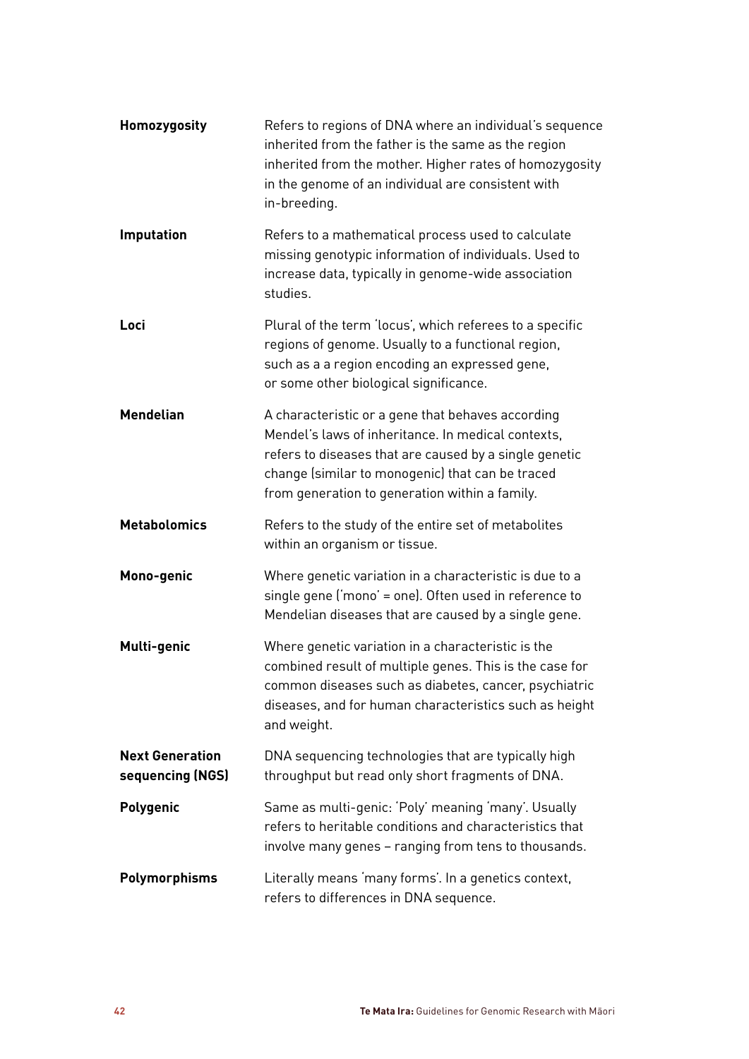| | |
|---|---|
| **Homozygosity** | Refers to regions of DNA where an individual's sequence inherited from the father is the same as the region inherited from the mother. Higher rates of homozygosity in the genome of an individual are consistent with in-breeding. |
| **Imputation** | Refers to a mathematical process used to calculate missing genotypic information of individuals. Used to increase data, typically in genome-wide association studies. |
| **Loci** | Plural of the term 'locus', which referees to a specific regions of genome. Usually to a functional region, such as a a region encoding an expressed gene, or some other biological significance. |
| **Mendelian** | A characteristic or a gene that behaves according Mendel's laws of inheritance. In medical contexts, refers to diseases that are caused by a single genetic change (similar to monogenic) that can be traced from generation to generation within a family. |
| **Metabolomics** | Refers to the study of the entire set of metabolites within an organism or tissue. |
| **Mono-genic** | Where genetic variation in a characteristic is due to a single gene ('mono' = one). Often used in reference to Mendelian diseases that are caused by a single gene. |
| **Multi-genic** | Where genetic variation in a characteristic is the combined result of multiple genes. This is the case for common diseases such as diabetes, cancer, psychiatric diseases, and for human characteristics such as height and weight. |
| **Next Generation sequencing (NGS)** | DNA sequencing technologies that are typically high throughput but read only short fragments of DNA. |
| **Polygenic** | Same as multi-genic: 'Poly' meaning 'many'. Usually refers to heritable conditions and characteristics that involve many genes – ranging from tens to thousands. |
| **Polymorphisms** | Literally means 'many forms'. In a genetics context, refers to differences in DNA sequence. |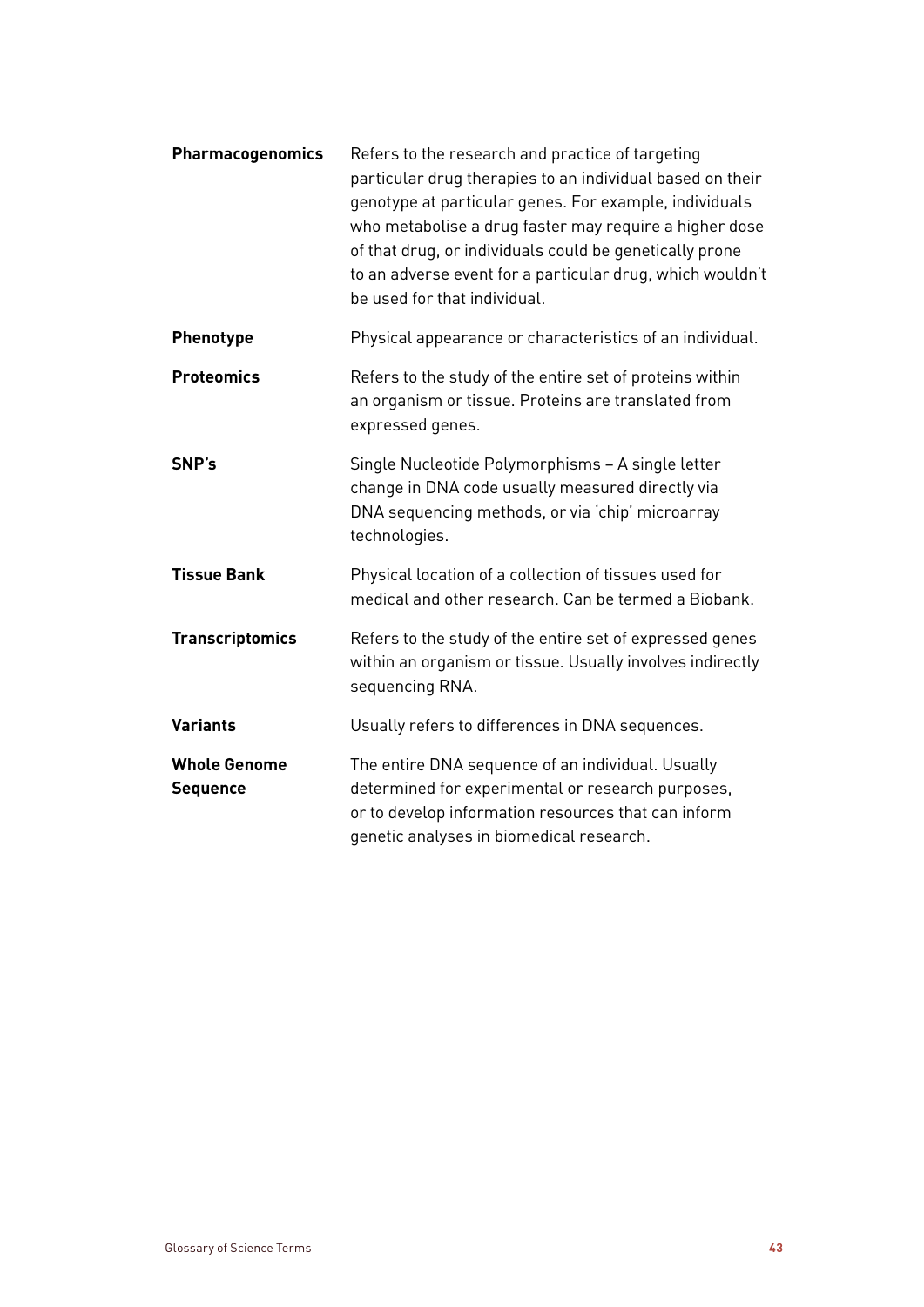| | |
|---|---|
| **Pharmacogenomics** | Refers to the research and practice of targeting particular drug therapies to an individual based on their genotype at particular genes. For example, individuals who metabolise a drug faster may require a higher dose of that drug, or individuals could be genetically prone to an adverse event for a particular drug, which wouldn't be used for that individual. |
| **Phenotype** | Physical appearance or characteristics of an individual. |
| **Proteomics** | Refers to the study of the entire set of proteins within an organism or tissue. Proteins are translated from expressed genes. |
| **SNP's** | Single Nucleotide Polymorphisms – A single letter change in DNA code usually measured directly via DNA sequencing methods, or via 'chip' microarray technologies. |
| **Tissue Bank** | Physical location of a collection of tissues used for medical and other research. Can be termed a Biobank. |
| **Transcriptomics** | Refers to the study of the entire set of expressed genes within an organism or tissue. Usually involves indirectly sequencing RNA. |
| **Variants** | Usually refers to differences in DNA sequences. |
| **Whole Genome Sequence** | The entire DNA sequence of an individual. Usually determined for experimental or research purposes, or to develop information resources that can inform genetic analyses in biomedical research. |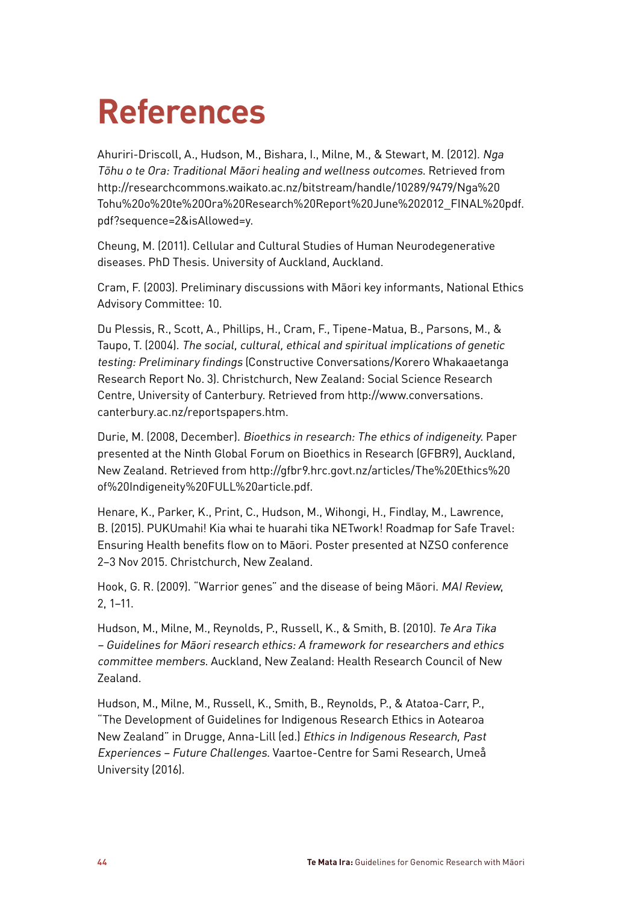# References

Ahuriri-Driscoll, A., Hudson, M., Bishara, I., Milne, M., & Stewart, M. (2012). *Nga Tōhu o te Ora: Traditional Māori healing and wellness outcomes*. Retrieved from http://researchcommons.waikato.ac.nz/bitstream/handle/10289/9479/Nga%20Tohu%20o%20te%20Ora%20Research%20Report%20June%202012_FINAL%20pdf.pdf?sequence=2&isAllowed=y.

Cheung, M. (2011). Cellular and Cultural Studies of Human Neurodegenerative diseases. PhD Thesis. University of Auckland, Auckland.

Cram, F. (2003). Preliminary discussions with Māori key informants, National Ethics Advisory Committee: 10.

Du Plessis, R., Scott, A., Phillips, H., Cram, F., Tipene-Matua, B., Parsons, M., & Taupo, T. (2004). *The social, cultural, ethical and spiritual implications of genetic testing: Preliminary findings* (Constructive Conversations/Korero Whakaaetanga Research Report No. 3). Christchurch, New Zealand: Social Science Research Centre, University of Canterbury. Retrieved from http://www.conversations.canterbury.ac.nz/reportspapers.htm.

Durie, M. (2008, December). *Bioethics in research: The ethics of indigeneity.* Paper presented at the Ninth Global Forum on Bioethics in Research (GFBR9), Auckland, New Zealand. Retrieved from http://gfbr9.hrc.govt.nz/articles/The%20Ethics%20of%20Indigeneity%20FULL%20article.pdf.

Henare, K., Parker, K., Print, C., Hudson, M., Wihongi, H., Findlay, M., Lawrence, B. (2015). PUKUmahi! Kia whai te huarahi tika NETwork! Roadmap for Safe Travel: Ensuring Health benefits flow on to Māori. Poster presented at NZSO conference 2–3 Nov 2015. Christchurch, New Zealand.

Hook, G. R. (2009). "Warrior genes" and the disease of being Māori. *MAI Review*, 2, 1–11.

Hudson, M., Milne, M., Reynolds, P., Russell, K., & Smith, B. (2010). *Te Ara Tika – Guidelines for Māori research ethics: A framework for researchers and ethics committee members.* Auckland, New Zealand: Health Research Council of New Zealand.

Hudson, M., Milne, M., Russell, K., Smith, B., Reynolds, P., & Atatoa-Carr, P., "The Development of Guidelines for Indigenous Research Ethics in Aotearoa New Zealand" in Drugge, Anna-Lill (ed.) *Ethics in Indigenous Research, Past Experiences – Future Challenges.* Vaartoe-Centre for Sami Research, Umeå University (2016).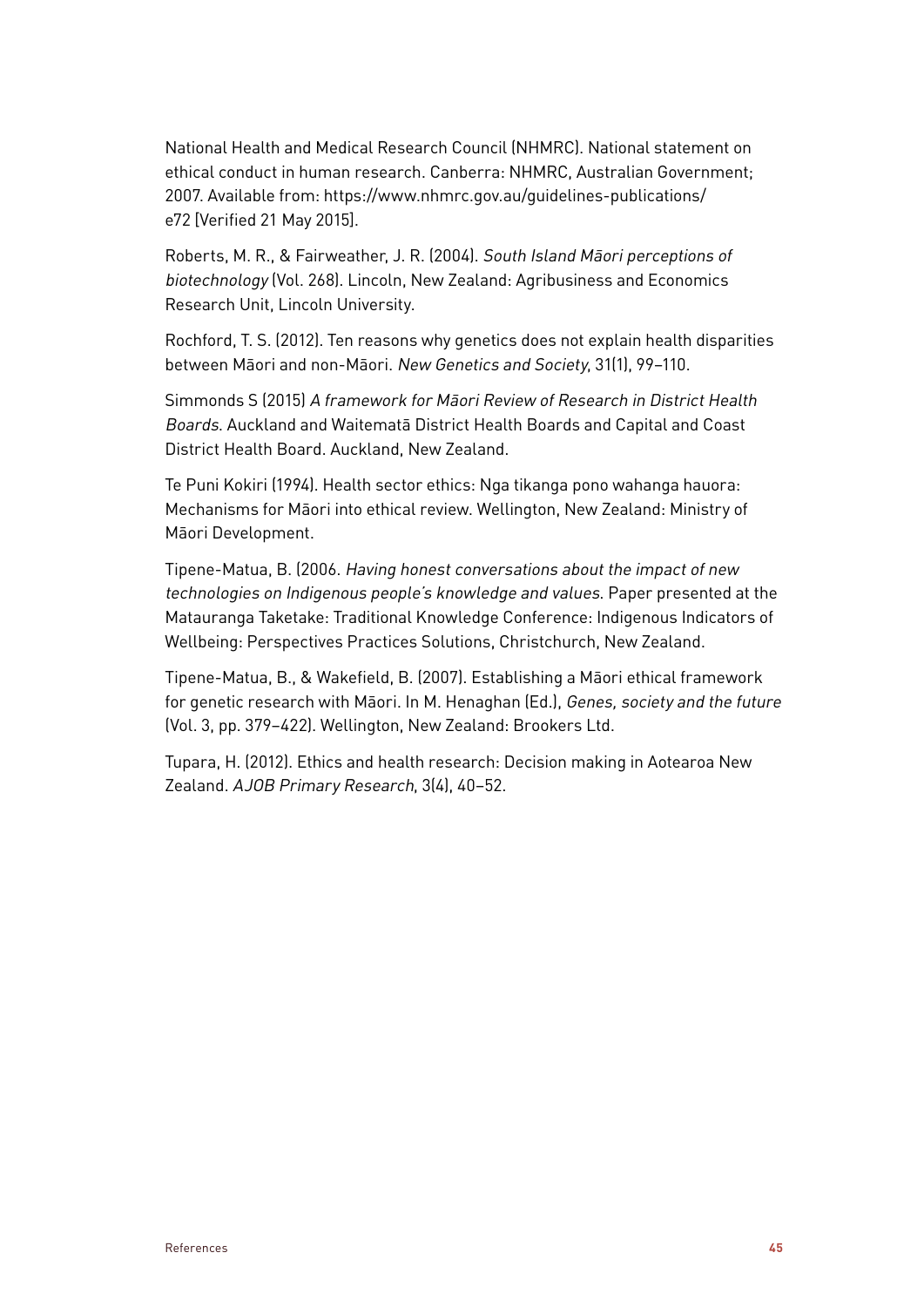National Health and Medical Research Council (NHMRC). National statement on ethical conduct in human research. Canberra: NHMRC, Australian Government; 2007. Available from: https://www.nhmrc.gov.au/guidelines-publications/e72 [Verified 21 May 2015].

Roberts, M. R., & Fairweather, J. R. (2004). *South Island Māori perceptions of biotechnology* (Vol. 268). Lincoln, New Zealand: Agribusiness and Economics Research Unit, Lincoln University.

Rochford, T. S. (2012). Ten reasons why genetics does not explain health disparities between Māori and non-Māori. *New Genetics and Society*, 31(1), 99–110.

Simmonds S (2015) *A framework for Māori Review of Research in District Health Boards*. Auckland and Waitematā District Health Boards and Capital and Coast District Health Board. Auckland, New Zealand.

Te Puni Kokiri (1994). Health sector ethics: Nga tikanga pono wahanga hauora: Mechanisms for Māori into ethical review. Wellington, New Zealand: Ministry of Māori Development.

Tipene-Matua, B. (2006. *Having honest conversations about the impact of new technologies on Indigenous people's knowledge and values.* Paper presented at the Matauranga Taketake: Traditional Knowledge Conference: Indigenous Indicators of Wellbeing: Perspectives Practices Solutions, Christchurch, New Zealand.

Tipene-Matua, B., & Wakefield, B. (2007). Establishing a Māori ethical framework for genetic research with Māori. In M. Henaghan (Ed.), *Genes, society and the future* (Vol. 3, pp. 379–422). Wellington, New Zealand: Brookers Ltd.

Tupara, H. (2012). Ethics and health research: Decision making in Aotearoa New Zealand. *AJOB Primary Research*, 3(4), 40–52.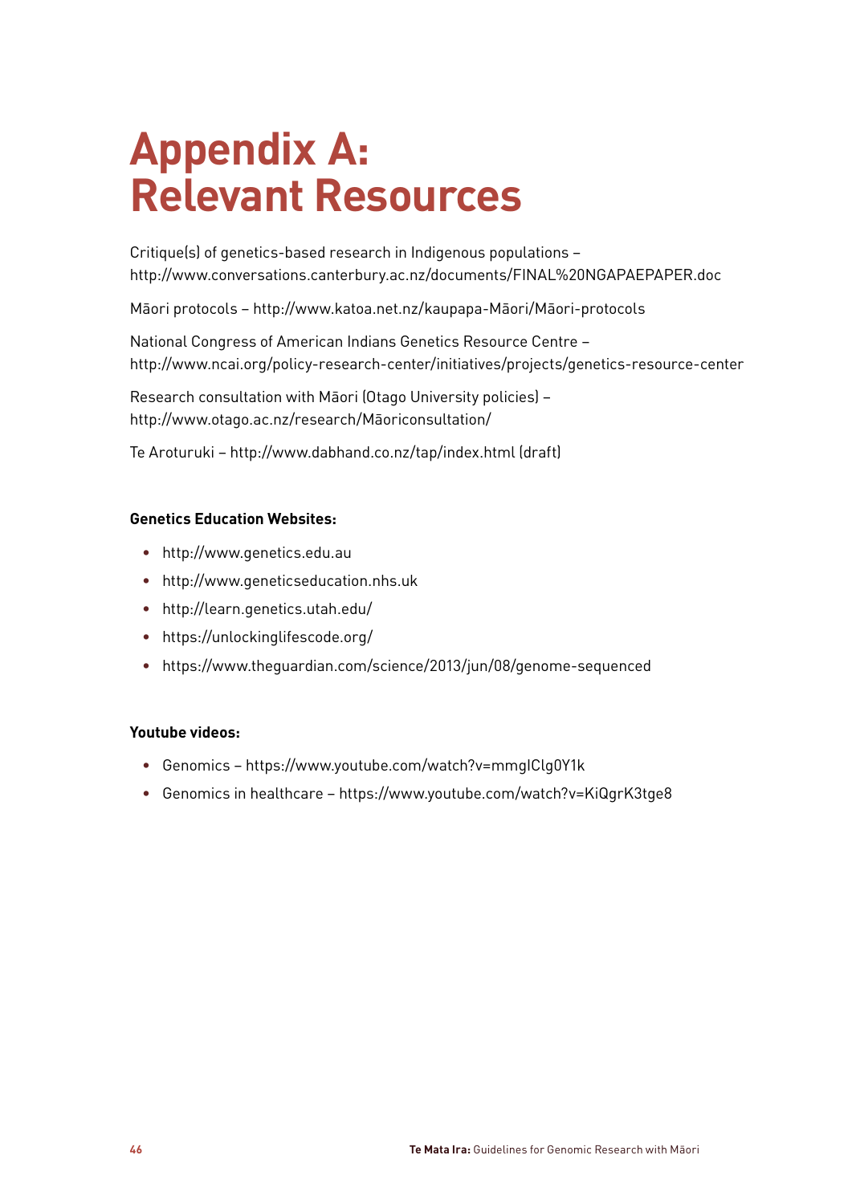# Appendix A: Relevant Resources

Critique(s) of genetics-based research in Indigenous populations – http://www.conversations.canterbury.ac.nz/documents/FINAL%20NGAPAEPAPER.doc

Māori protocols – http://www.katoa.net.nz/kaupapa-Māori/Māori-protocols

National Congress of American Indians Genetics Resource Centre – http://www.ncai.org/policy-research-center/initiatives/projects/genetics-resource-center

Research consultation with Māori (Otago University policies) – http://www.otago.ac.nz/research/Māoriconsultation/

Te Aroturuki – http://www.dabhand.co.nz/tap/index.html (draft)

**Genetics Education Websites:**

- http://www.genetics.edu.au
- http://www.geneticseducation.nhs.uk
- http://learn.genetics.utah.edu/
- https://unlockinglifescode.org/
- https://www.theguardian.com/science/2013/jun/08/genome-sequenced

**Youtube videos:**

- Genomics – https://www.youtube.com/watch?v=mmgIClg0Y1k
- Genomics in healthcare – https://www.youtube.com/watch?v=KiQgrK3tge8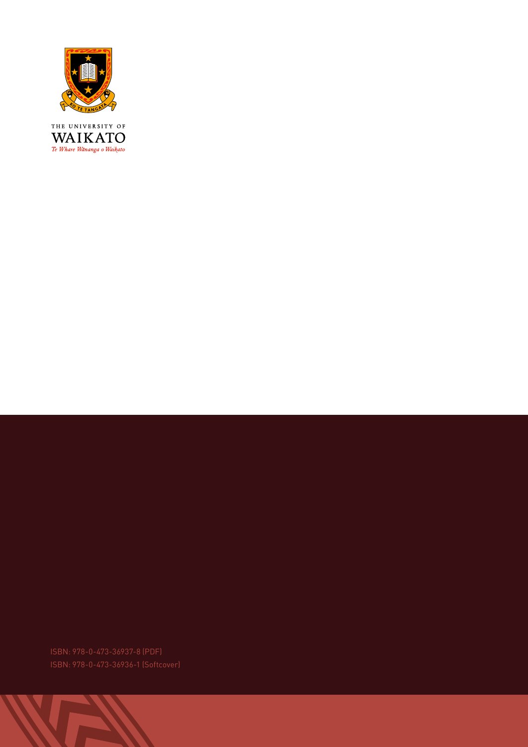THE UNIVERSITY OF
WAIKATO
*Te Whare Wānanga o Waikato*

ISBN: 978-0-473-36937-8 (PDF)
ISBN: 978-0-473-36936-1 (Softcover)